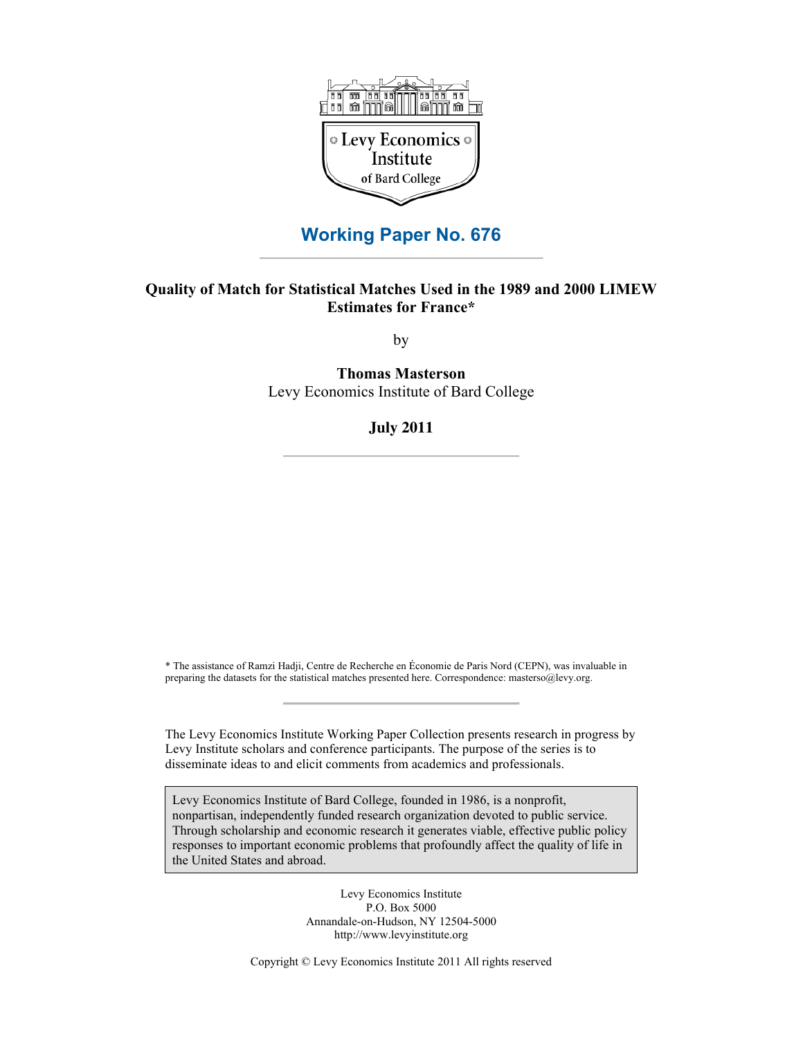Levy Economics Institute of Bard College

## Working Paper No. 676

# Quality of Match for Statistical Matches Used in the 1989 and 2000 LIMEW Estimates for France*

by

**Thomas Masterson**
Levy Economics Institute of Bard College

**July 2011**

\* The assistance of Ramzi Hadji, Centre de Recherche en Économie de Paris Nord (CEPN), was invaluable in preparing the datasets for the statistical matches presented here. Correspondence: masterso@levy.org.

The Levy Economics Institute Working Paper Collection presents research in progress by Levy Institute scholars and conference participants. The purpose of the series is to disseminate ideas to and elicit comments from academics and professionals.

Levy Economics Institute of Bard College, founded in 1986, is a nonprofit, nonpartisan, independently funded research organization devoted to public service. Through scholarship and economic research it generates viable, effective public policy responses to important economic problems that profoundly affect the quality of life in the United States and abroad.

Levy Economics Institute
P.O. Box 5000
Annandale-on-Hudson, NY 12504-5000
http://www.levyinstitute.org

Copyright © Levy Economics Institute 2011 All rights reserved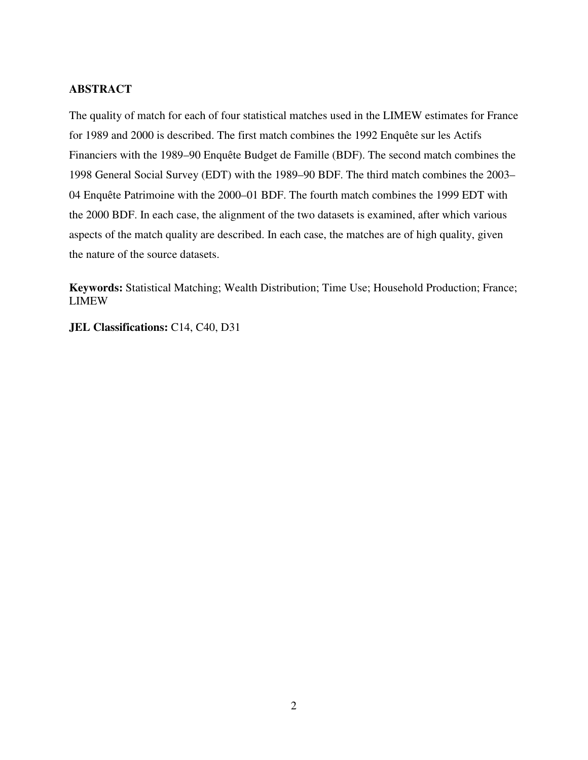## ABSTRACT

The quality of match for each of four statistical matches used in the LIMEW estimates for France for 1989 and 2000 is described. The first match combines the 1992 Enquête sur les Actifs Financiers with the 1989–90 Enquête Budget de Famille (BDF). The second match combines the 1998 General Social Survey (EDT) with the 1989–90 BDF. The third match combines the 2003–04 Enquête Patrimoine with the 2000–01 BDF. The fourth match combines the 1999 EDT with the 2000 BDF. In each case, the alignment of the two datasets is examined, after which various aspects of the match quality are described. In each case, the matches are of high quality, given the nature of the source datasets.

**Keywords:** Statistical Matching; Wealth Distribution; Time Use; Household Production; France; LIMEW

**JEL Classifications:** C14, C40, D31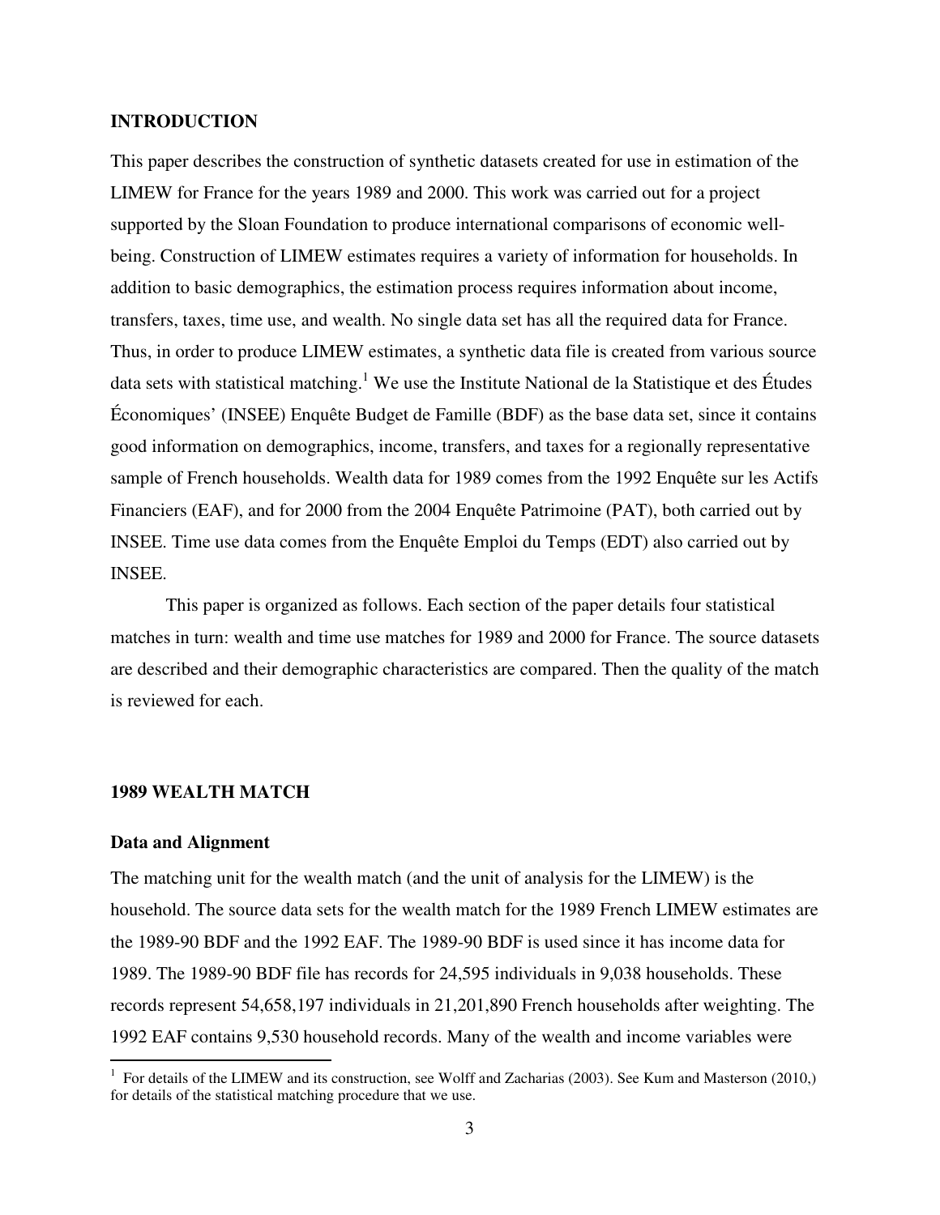## INTRODUCTION

This paper describes the construction of synthetic datasets created for use in estimation of the LIMEW for France for the years 1989 and 2000. This work was carried out for a project supported by the Sloan Foundation to produce international comparisons of economic well-being. Construction of LIMEW estimates requires a variety of information for households. In addition to basic demographics, the estimation process requires information about income, transfers, taxes, time use, and wealth. No single data set has all the required data for France. Thus, in order to produce LIMEW estimates, a synthetic data file is created from various source data sets with statistical matching.[1] We use the Institute National de la Statistique et des Études Économiques' (INSEE) Enquête Budget de Famille (BDF) as the base data set, since it contains good information on demographics, income, transfers, and taxes for a regionally representative sample of French households. Wealth data for 1989 comes from the 1992 Enquête sur les Actifs Financiers (EAF), and for 2000 from the 2004 Enquête Patrimoine (PAT), both carried out by INSEE. Time use data comes from the Enquête Emploi du Temps (EDT) also carried out by INSEE.

This paper is organized as follows. Each section of the paper details four statistical matches in turn: wealth and time use matches for 1989 and 2000 for France. The source datasets are described and their demographic characteristics are compared. Then the quality of the match is reviewed for each.

## 1989 WEALTH MATCH

### Data and Alignment

The matching unit for the wealth match (and the unit of analysis for the LIMEW) is the household. The source data sets for the wealth match for the 1989 French LIMEW estimates are the 1989-90 BDF and the 1992 EAF. The 1989-90 BDF is used since it has income data for 1989. The 1989-90 BDF file has records for 24,595 individuals in 9,038 households. These records represent 54,658,197 individuals in 21,201,890 French households after weighting. The 1992 EAF contains 9,530 household records. Many of the wealth and income variables were

[1] For details of the LIMEW and its construction, see Wolff and Zacharias (2003). See Kum and Masterson (2010,) for details of the statistical matching procedure that we use.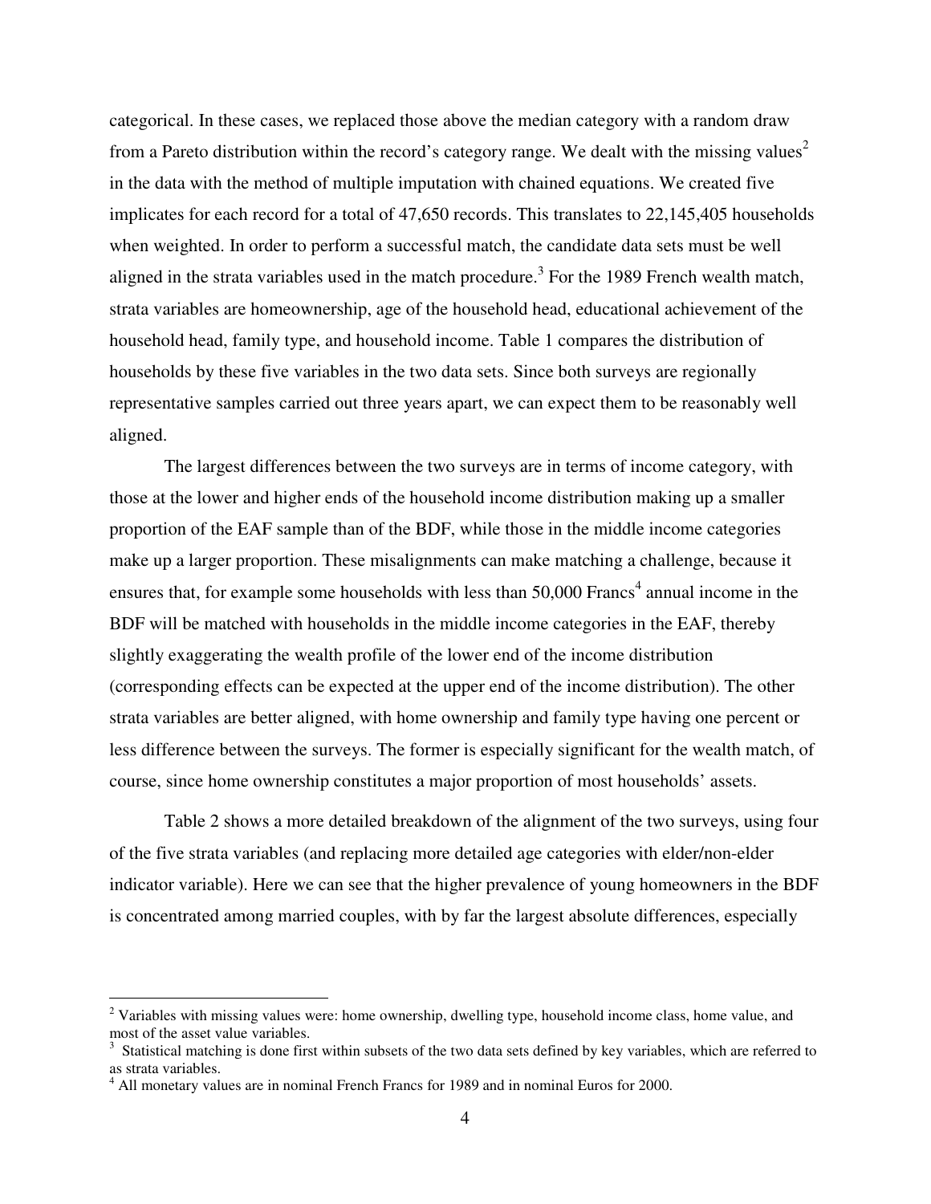categorical. In these cases, we replaced those above the median category with a random draw from a Pareto distribution within the record's category range. We dealt with the missing values[2] in the data with the method of multiple imputation with chained equations. We created five implicates for each record for a total of 47,650 records. This translates to 22,145,405 households when weighted. In order to perform a successful match, the candidate data sets must be well aligned in the strata variables used in the match procedure.[3] For the 1989 French wealth match, strata variables are homeownership, age of the household head, educational achievement of the household head, family type, and household income. Table 1 compares the distribution of households by these five variables in the two data sets. Since both surveys are regionally representative samples carried out three years apart, we can expect them to be reasonably well aligned.

The largest differences between the two surveys are in terms of income category, with those at the lower and higher ends of the household income distribution making up a smaller proportion of the EAF sample than of the BDF, while those in the middle income categories make up a larger proportion. These misalignments can make matching a challenge, because it ensures that, for example some households with less than 50,000 Francs[4] annual income in the BDF will be matched with households in the middle income categories in the EAF, thereby slightly exaggerating the wealth profile of the lower end of the income distribution (corresponding effects can be expected at the upper end of the income distribution). The other strata variables are better aligned, with home ownership and family type having one percent or less difference between the surveys. The former is especially significant for the wealth match, of course, since home ownership constitutes a major proportion of most households' assets.

Table 2 shows a more detailed breakdown of the alignment of the two surveys, using four of the five strata variables (and replacing more detailed age categories with elder/non-elder indicator variable). Here we can see that the higher prevalence of young homeowners in the BDF is concentrated among married couples, with by far the largest absolute differences, especially

---

[2] Variables with missing values were: home ownership, dwelling type, household income class, home value, and most of the asset value variables.

[3] Statistical matching is done first within subsets of the two data sets defined by key variables, which are referred to as strata variables.

[4] All monetary values are in nominal French Francs for 1989 and in nominal Euros for 2000.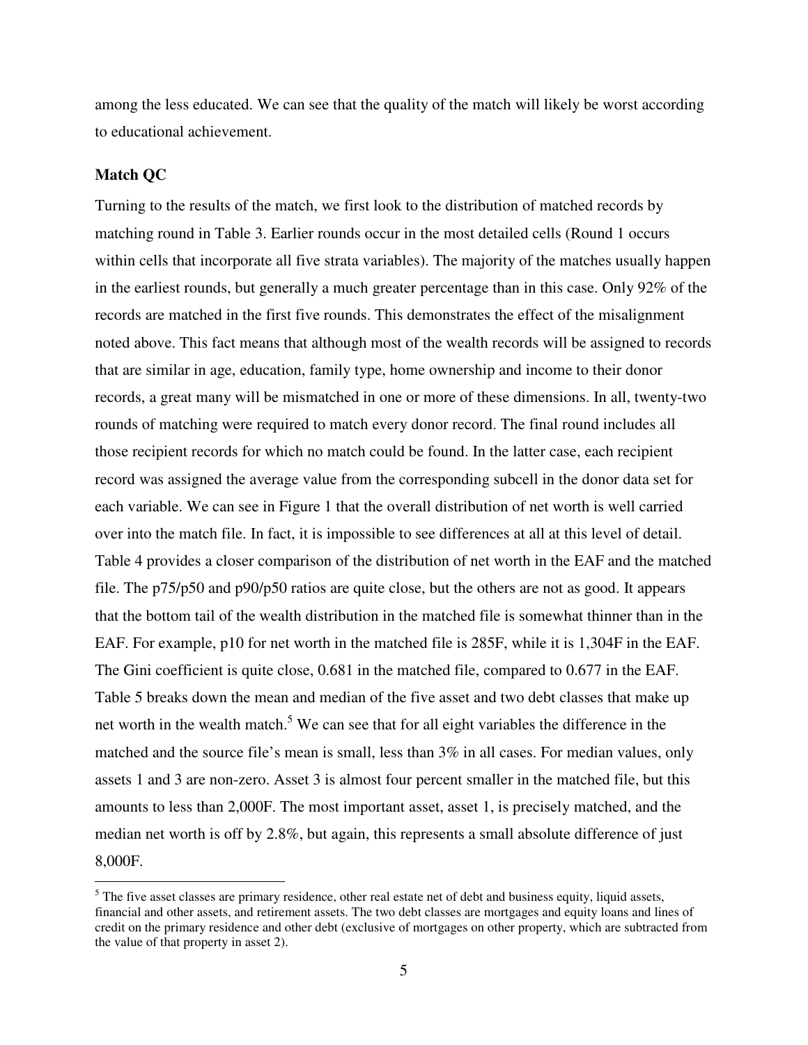among the less educated. We can see that the quality of the match will likely be worst according to educational achievement.

**Match QC**

Turning to the results of the match, we first look to the distribution of matched records by matching round in Table 3. Earlier rounds occur in the most detailed cells (Round 1 occurs within cells that incorporate all five strata variables). The majority of the matches usually happen in the earliest rounds, but generally a much greater percentage than in this case. Only 92% of the records are matched in the first five rounds. This demonstrates the effect of the misalignment noted above. This fact means that although most of the wealth records will be assigned to records that are similar in age, education, family type, home ownership and income to their donor records, a great many will be mismatched in one or more of these dimensions. In all, twenty-two rounds of matching were required to match every donor record. The final round includes all those recipient records for which no match could be found. In the latter case, each recipient record was assigned the average value from the corresponding subcell in the donor data set for each variable. We can see in Figure 1 that the overall distribution of net worth is well carried over into the match file. In fact, it is impossible to see differences at all at this level of detail. Table 4 provides a closer comparison of the distribution of net worth in the EAF and the matched file. The p75/p50 and p90/p50 ratios are quite close, but the others are not as good. It appears that the bottom tail of the wealth distribution in the matched file is somewhat thinner than in the EAF. For example, p10 for net worth in the matched file is 285F, while it is 1,304F in the EAF. The Gini coefficient is quite close, 0.681 in the matched file, compared to 0.677 in the EAF. Table 5 breaks down the mean and median of the five asset and two debt classes that make up net worth in the wealth match.[5] We can see that for all eight variables the difference in the matched and the source file's mean is small, less than 3% in all cases. For median values, only assets 1 and 3 are non-zero. Asset 3 is almost four percent smaller in the matched file, but this amounts to less than 2,000F. The most important asset, asset 1, is precisely matched, and the median net worth is off by 2.8%, but again, this represents a small absolute difference of just 8,000F.

---

[5] The five asset classes are primary residence, other real estate net of debt and business equity, liquid assets, financial and other assets, and retirement assets. The two debt classes are mortgages and equity loans and lines of credit on the primary residence and other debt (exclusive of mortgages on other property, which are subtracted from the value of that property in asset 2).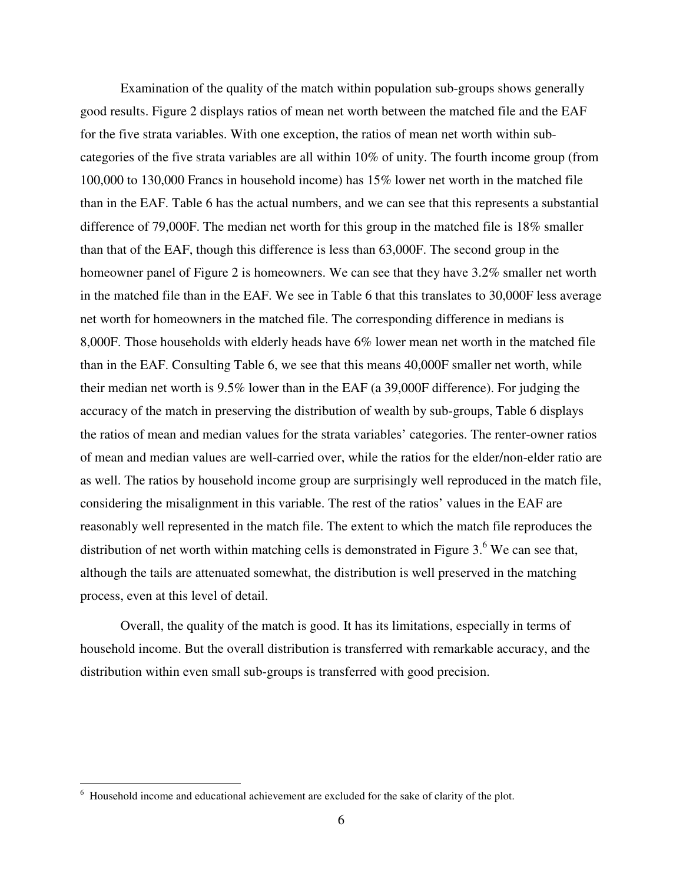Examination of the quality of the match within population sub-groups shows generally good results. Figure 2 displays ratios of mean net worth between the matched file and the EAF for the five strata variables. With one exception, the ratios of mean net worth within sub-categories of the five strata variables are all within 10% of unity. The fourth income group (from 100,000 to 130,000 Francs in household income) has 15% lower net worth in the matched file than in the EAF. Table 6 has the actual numbers, and we can see that this represents a substantial difference of 79,000F. The median net worth for this group in the matched file is 18% smaller than that of the EAF, though this difference is less than 63,000F. The second group in the homeowner panel of Figure 2 is homeowners. We can see that they have 3.2% smaller net worth in the matched file than in the EAF. We see in Table 6 that this translates to 30,000F less average net worth for homeowners in the matched file. The corresponding difference in medians is 8,000F. Those households with elderly heads have 6% lower mean net worth in the matched file than in the EAF. Consulting Table 6, we see that this means 40,000F smaller net worth, while their median net worth is 9.5% lower than in the EAF (a 39,000F difference). For judging the accuracy of the match in preserving the distribution of wealth by sub-groups, Table 6 displays the ratios of mean and median values for the strata variables' categories. The renter-owner ratios of mean and median values are well-carried over, while the ratios for the elder/non-elder ratio are as well. The ratios by household income group are surprisingly well reproduced in the match file, considering the misalignment in this variable. The rest of the ratios' values in the EAF are reasonably well represented in the match file. The extent to which the match file reproduces the distribution of net worth within matching cells is demonstrated in Figure 3.[6] We can see that, although the tails are attenuated somewhat, the distribution is well preserved in the matching process, even at this level of detail.

Overall, the quality of the match is good. It has its limitations, especially in terms of household income. But the overall distribution is transferred with remarkable accuracy, and the distribution within even small sub-groups is transferred with good precision.

[6] Household income and educational achievement are excluded for the sake of clarity of the plot.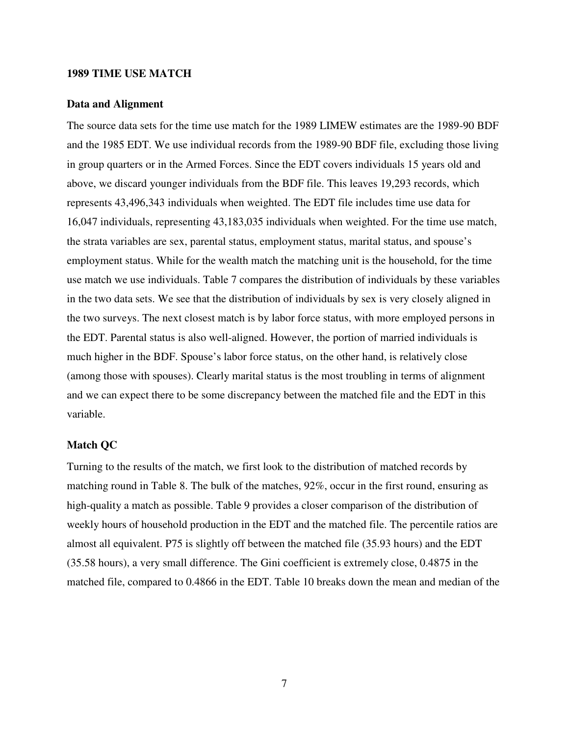**1989 TIME USE MATCH**

**Data and Alignment**

The source data sets for the time use match for the 1989 LIMEW estimates are the 1989-90 BDF and the 1985 EDT. We use individual records from the 1989-90 BDF file, excluding those living in group quarters or in the Armed Forces. Since the EDT covers individuals 15 years old and above, we discard younger individuals from the BDF file. This leaves 19,293 records, which represents 43,496,343 individuals when weighted. The EDT file includes time use data for 16,047 individuals, representing 43,183,035 individuals when weighted. For the time use match, the strata variables are sex, parental status, employment status, marital status, and spouse's employment status. While for the wealth match the matching unit is the household, for the time use match we use individuals. Table 7 compares the distribution of individuals by these variables in the two data sets. We see that the distribution of individuals by sex is very closely aligned in the two surveys. The next closest match is by labor force status, with more employed persons in the EDT. Parental status is also well-aligned. However, the portion of married individuals is much higher in the BDF. Spouse's labor force status, on the other hand, is relatively close (among those with spouses). Clearly marital status is the most troubling in terms of alignment and we can expect there to be some discrepancy between the matched file and the EDT in this variable.

**Match QC**

Turning to the results of the match, we first look to the distribution of matched records by matching round in Table 8. The bulk of the matches, 92%, occur in the first round, ensuring as high-quality a match as possible. Table 9 provides a closer comparison of the distribution of weekly hours of household production in the EDT and the matched file. The percentile ratios are almost all equivalent. P75 is slightly off between the matched file (35.93 hours) and the EDT (35.58 hours), a very small difference. The Gini coefficient is extremely close, 0.4875 in the matched file, compared to 0.4866 in the EDT. Table 10 breaks down the mean and median of the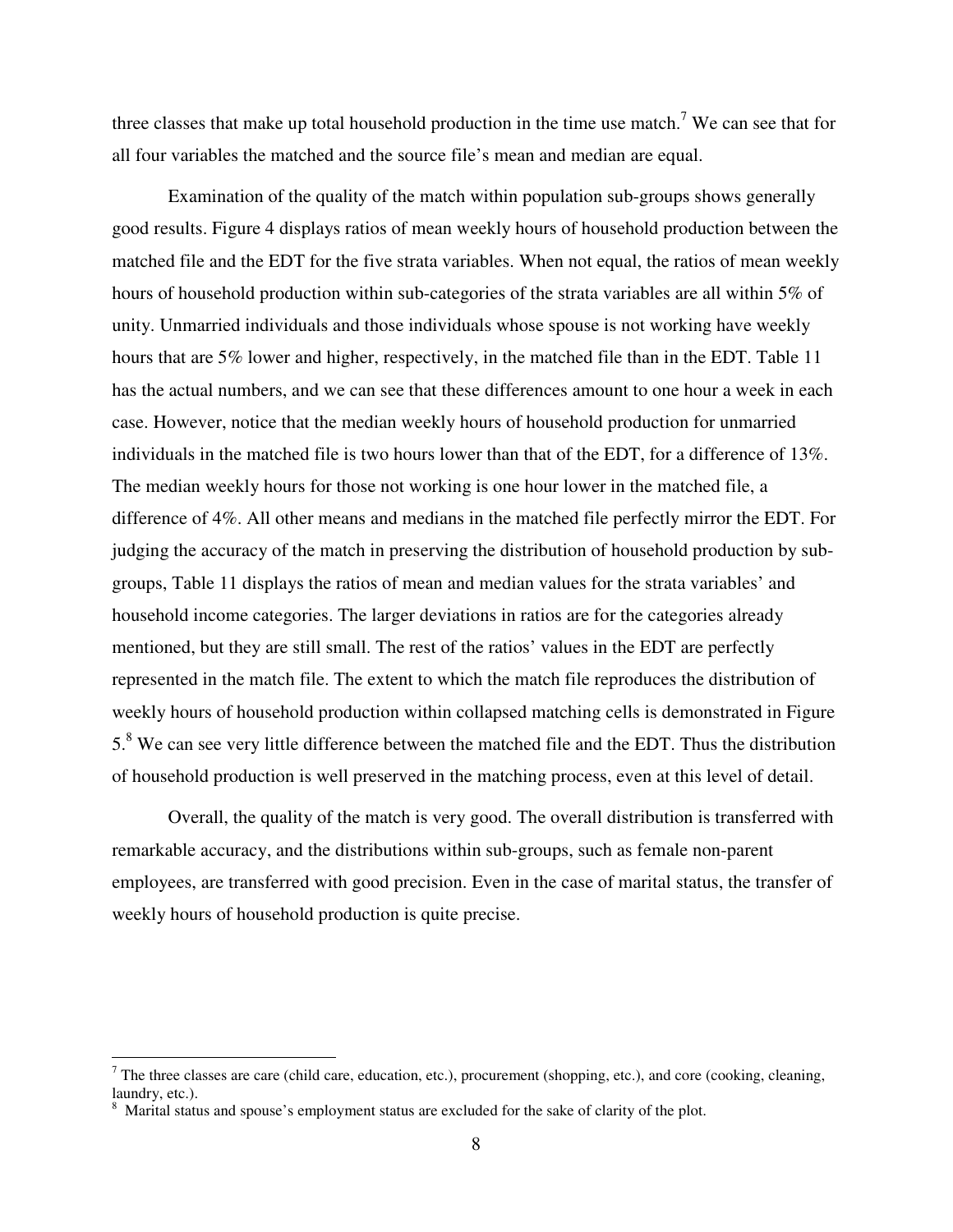three classes that make up total household production in the time use match.[7] We can see that for all four variables the matched and the source file's mean and median are equal.

Examination of the quality of the match within population sub-groups shows generally good results. Figure 4 displays ratios of mean weekly hours of household production between the matched file and the EDT for the five strata variables. When not equal, the ratios of mean weekly hours of household production within sub-categories of the strata variables are all within 5% of unity. Unmarried individuals and those individuals whose spouse is not working have weekly hours that are 5% lower and higher, respectively, in the matched file than in the EDT. Table 11 has the actual numbers, and we can see that these differences amount to one hour a week in each case. However, notice that the median weekly hours of household production for unmarried individuals in the matched file is two hours lower than that of the EDT, for a difference of 13%. The median weekly hours for those not working is one hour lower in the matched file, a difference of 4%. All other means and medians in the matched file perfectly mirror the EDT. For judging the accuracy of the match in preserving the distribution of household production by sub-groups, Table 11 displays the ratios of mean and median values for the strata variables' and household income categories. The larger deviations in ratios are for the categories already mentioned, but they are still small. The rest of the ratios' values in the EDT are perfectly represented in the match file. The extent to which the match file reproduces the distribution of weekly hours of household production within collapsed matching cells is demonstrated in Figure 5.[8] We can see very little difference between the matched file and the EDT. Thus the distribution of household production is well preserved in the matching process, even at this level of detail.

Overall, the quality of the match is very good. The overall distribution is transferred with remarkable accuracy, and the distributions within sub-groups, such as female non-parent employees, are transferred with good precision. Even in the case of marital status, the transfer of weekly hours of household production is quite precise.

---

[7] The three classes are care (child care, education, etc.), procurement (shopping, etc.), and core (cooking, cleaning, laundry, etc.).

[8] Marital status and spouse's employment status are excluded for the sake of clarity of the plot.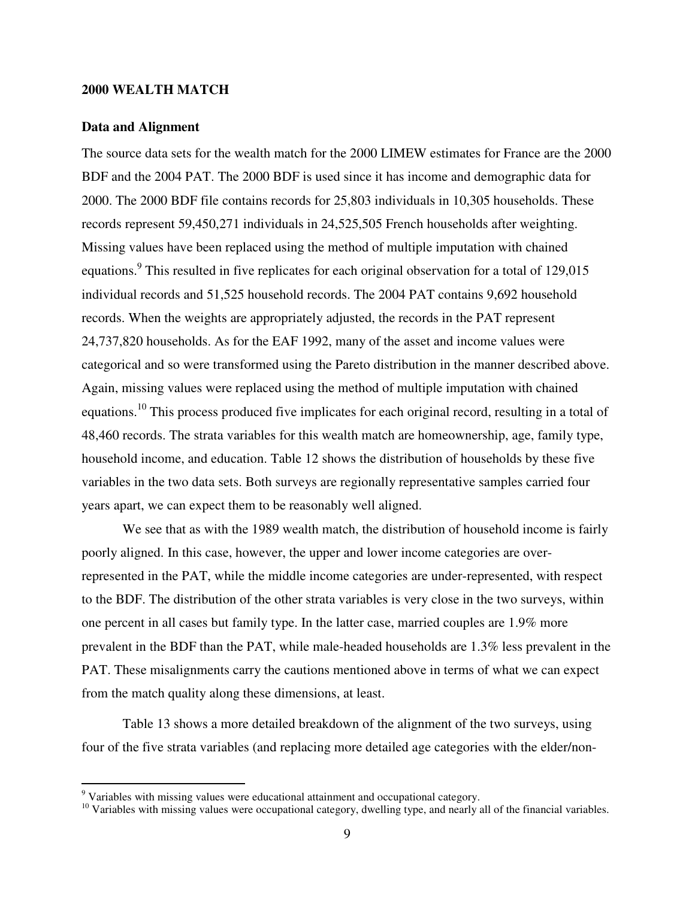## 2000 WEALTH MATCH

### Data and Alignment

The source data sets for the wealth match for the 2000 LIMEW estimates for France are the 2000 BDF and the 2004 PAT. The 2000 BDF is used since it has income and demographic data for 2000. The 2000 BDF file contains records for 25,803 individuals in 10,305 households. These records represent 59,450,271 individuals in 24,525,505 French households after weighting. Missing values have been replaced using the method of multiple imputation with chained equations.[9] This resulted in five replicates for each original observation for a total of 129,015 individual records and 51,525 household records. The 2004 PAT contains 9,692 household records. When the weights are appropriately adjusted, the records in the PAT represent 24,737,820 households. As for the EAF 1992, many of the asset and income values were categorical and so were transformed using the Pareto distribution in the manner described above. Again, missing values were replaced using the method of multiple imputation with chained equations.[10] This process produced five implicates for each original record, resulting in a total of 48,460 records. The strata variables for this wealth match are homeownership, age, family type, household income, and education. Table 12 shows the distribution of households by these five variables in the two data sets. Both surveys are regionally representative samples carried four years apart, we can expect them to be reasonably well aligned.

We see that as with the 1989 wealth match, the distribution of household income is fairly poorly aligned. In this case, however, the upper and lower income categories are over-represented in the PAT, while the middle income categories are under-represented, with respect to the BDF. The distribution of the other strata variables is very close in the two surveys, within one percent in all cases but family type. In the latter case, married couples are 1.9% more prevalent in the BDF than the PAT, while male-headed households are 1.3% less prevalent in the PAT. These misalignments carry the cautions mentioned above in terms of what we can expect from the match quality along these dimensions, at least.

Table 13 shows a more detailed breakdown of the alignment of the two surveys, using four of the five strata variables (and replacing more detailed age categories with the elder/non-

[9] Variables with missing values were educational attainment and occupational category.

[10] Variables with missing values were occupational category, dwelling type, and nearly all of the financial variables.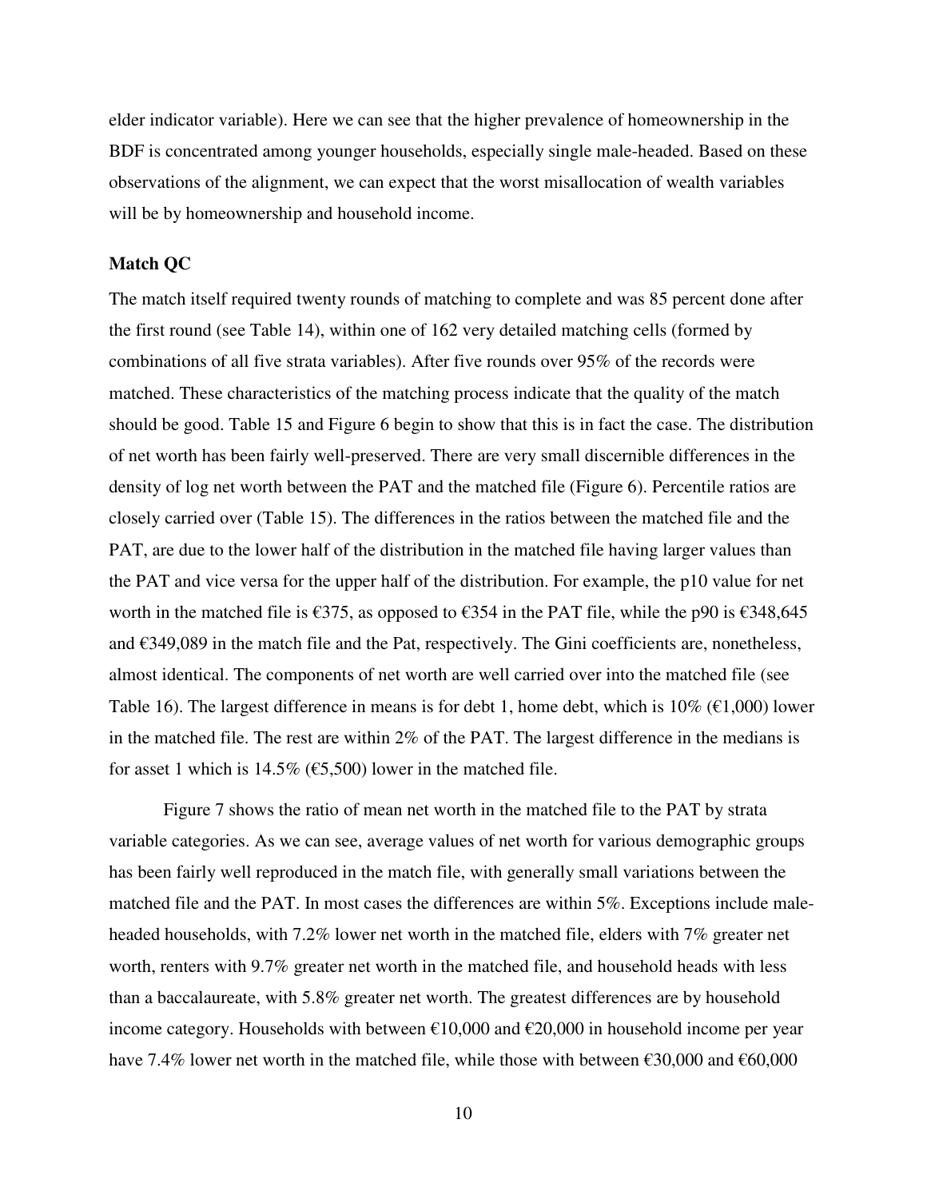elder indicator variable). Here we can see that the higher prevalence of homeownership in the BDF is concentrated among younger households, especially single male-headed. Based on these observations of the alignment, we can expect that the worst misallocation of wealth variables will be by homeownership and household income.

**Match QC**

The match itself required twenty rounds of matching to complete and was 85 percent done after the first round (see Table 14), within one of 162 very detailed matching cells (formed by combinations of all five strata variables). After five rounds over 95% of the records were matched. These characteristics of the matching process indicate that the quality of the match should be good. Table 15 and Figure 6 begin to show that this is in fact the case. The distribution of net worth has been fairly well-preserved. There are very small discernible differences in the density of log net worth between the PAT and the matched file (Figure 6). Percentile ratios are closely carried over (Table 15). The differences in the ratios between the matched file and the PAT, are due to the lower half of the distribution in the matched file having larger values than the PAT and vice versa for the upper half of the distribution. For example, the p10 value for net worth in the matched file is €375, as opposed to €354 in the PAT file, while the p90 is €348,645 and €349,089 in the match file and the Pat, respectively. The Gini coefficients are, nonetheless, almost identical. The components of net worth are well carried over into the matched file (see Table 16). The largest difference in means is for debt 1, home debt, which is 10% (€1,000) lower in the matched file. The rest are within 2% of the PAT. The largest difference in the medians is for asset 1 which is 14.5% (€5,500) lower in the matched file.

Figure 7 shows the ratio of mean net worth in the matched file to the PAT by strata variable categories. As we can see, average values of net worth for various demographic groups has been fairly well reproduced in the match file, with generally small variations between the matched file and the PAT. In most cases the differences are within 5%. Exceptions include male-headed households, with 7.2% lower net worth in the matched file, elders with 7% greater net worth, renters with 9.7% greater net worth in the matched file, and household heads with less than a baccalaureate, with 5.8% greater net worth. The greatest differences are by household income category. Households with between €10,000 and €20,000 in household income per year have 7.4% lower net worth in the matched file, while those with between €30,000 and €60,000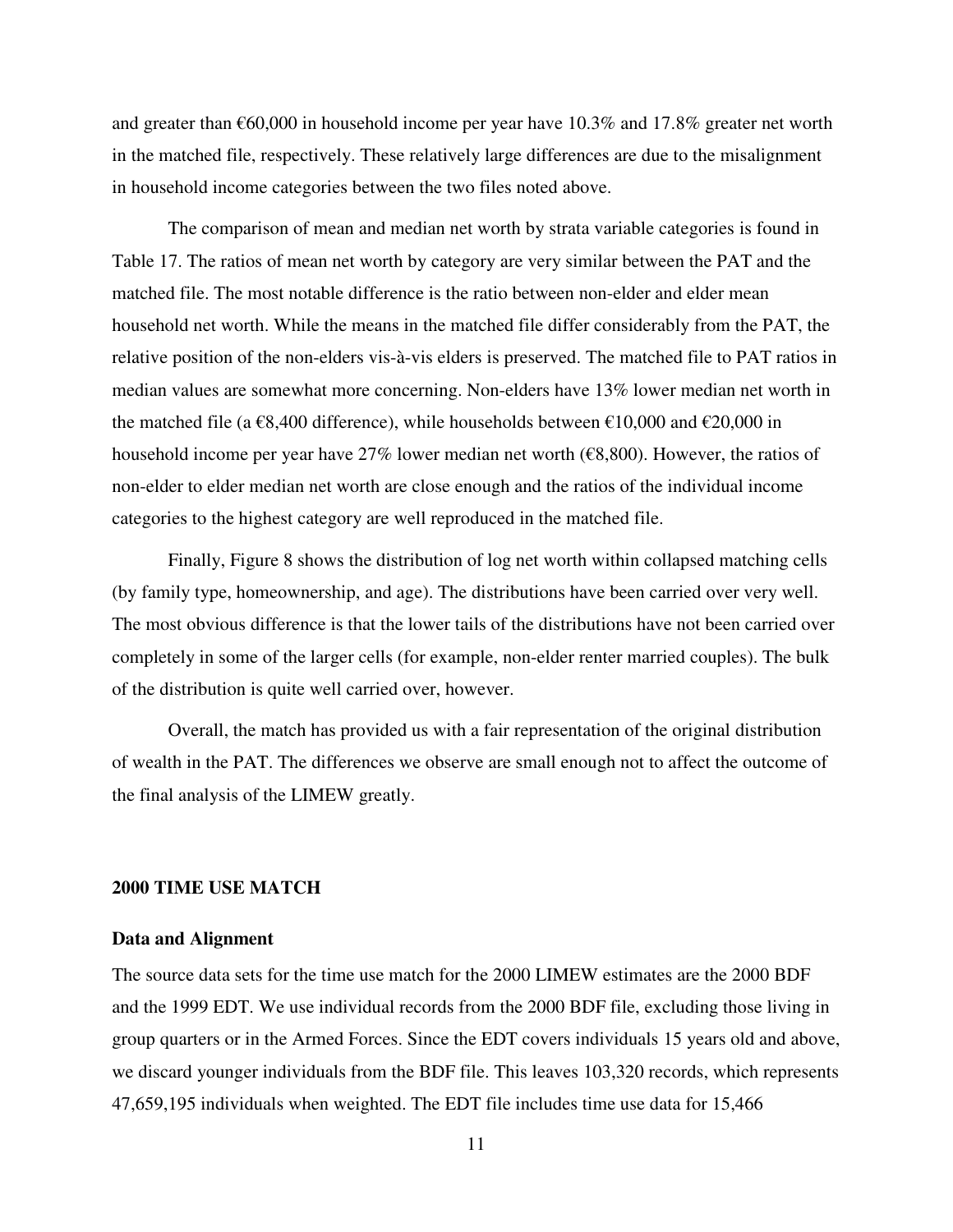and greater than €60,000 in household income per year have 10.3% and 17.8% greater net worth in the matched file, respectively. These relatively large differences are due to the misalignment in household income categories between the two files noted above.

The comparison of mean and median net worth by strata variable categories is found in Table 17. The ratios of mean net worth by category are very similar between the PAT and the matched file. The most notable difference is the ratio between non-elder and elder mean household net worth. While the means in the matched file differ considerably from the PAT, the relative position of the non-elders vis-à-vis elders is preserved. The matched file to PAT ratios in median values are somewhat more concerning. Non-elders have 13% lower median net worth in the matched file (a €8,400 difference), while households between €10,000 and €20,000 in household income per year have 27% lower median net worth (€8,800). However, the ratios of non-elder to elder median net worth are close enough and the ratios of the individual income categories to the highest category are well reproduced in the matched file.

Finally, Figure 8 shows the distribution of log net worth within collapsed matching cells (by family type, homeownership, and age). The distributions have been carried over very well. The most obvious difference is that the lower tails of the distributions have not been carried over completely in some of the larger cells (for example, non-elder renter married couples). The bulk of the distribution is quite well carried over, however.

Overall, the match has provided us with a fair representation of the original distribution of wealth in the PAT. The differences we observe are small enough not to affect the outcome of the final analysis of the LIMEW greatly.

## 2000 TIME USE MATCH

### Data and Alignment

The source data sets for the time use match for the 2000 LIMEW estimates are the 2000 BDF and the 1999 EDT. We use individual records from the 2000 BDF file, excluding those living in group quarters or in the Armed Forces. Since the EDT covers individuals 15 years old and above, we discard younger individuals from the BDF file. This leaves 103,320 records, which represents 47,659,195 individuals when weighted. The EDT file includes time use data for 15,466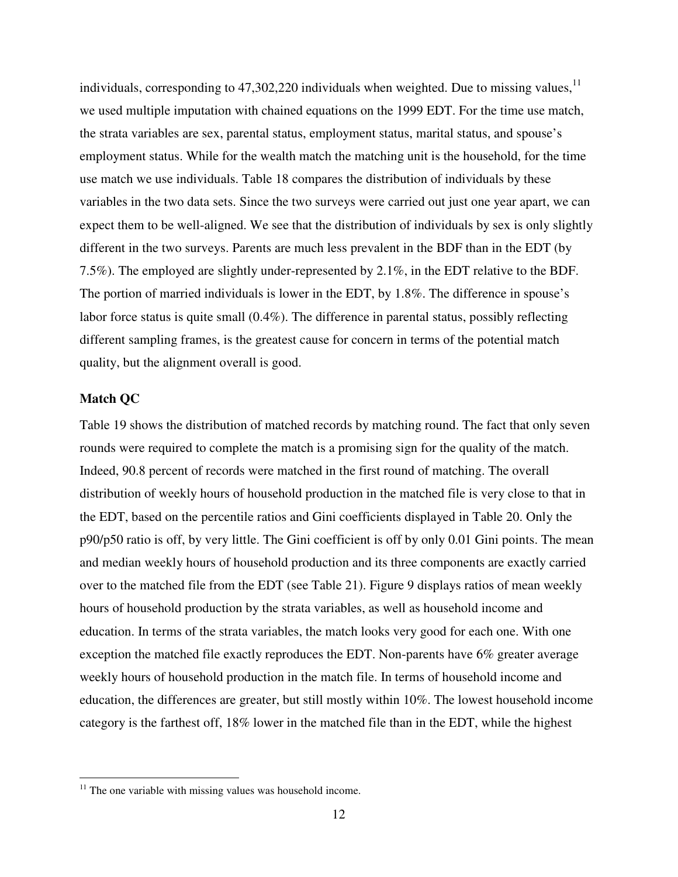individuals, corresponding to 47,302,220 individuals when weighted. Due to missing values,[11] we used multiple imputation with chained equations on the 1999 EDT. For the time use match, the strata variables are sex, parental status, employment status, marital status, and spouse's employment status. While for the wealth match the matching unit is the household, for the time use match we use individuals. Table 18 compares the distribution of individuals by these variables in the two data sets. Since the two surveys were carried out just one year apart, we can expect them to be well-aligned. We see that the distribution of individuals by sex is only slightly different in the two surveys. Parents are much less prevalent in the BDF than in the EDT (by 7.5%). The employed are slightly under-represented by 2.1%, in the EDT relative to the BDF. The portion of married individuals is lower in the EDT, by 1.8%. The difference in spouse's labor force status is quite small (0.4%). The difference in parental status, possibly reflecting different sampling frames, is the greatest cause for concern in terms of the potential match quality, but the alignment overall is good.

**Match QC**

Table 19 shows the distribution of matched records by matching round. The fact that only seven rounds were required to complete the match is a promising sign for the quality of the match. Indeed, 90.8 percent of records were matched in the first round of matching. The overall distribution of weekly hours of household production in the matched file is very close to that in the EDT, based on the percentile ratios and Gini coefficients displayed in Table 20. Only the p90/p50 ratio is off, by very little. The Gini coefficient is off by only 0.01 Gini points. The mean and median weekly hours of household production and its three components are exactly carried over to the matched file from the EDT (see Table 21). Figure 9 displays ratios of mean weekly hours of household production by the strata variables, as well as household income and education. In terms of the strata variables, the match looks very good for each one. With one exception the matched file exactly reproduces the EDT. Non-parents have 6% greater average weekly hours of household production in the match file. In terms of household income and education, the differences are greater, but still mostly within 10%. The lowest household income category is the farthest off, 18% lower in the matched file than in the EDT, while the highest

[11] The one variable with missing values was household income.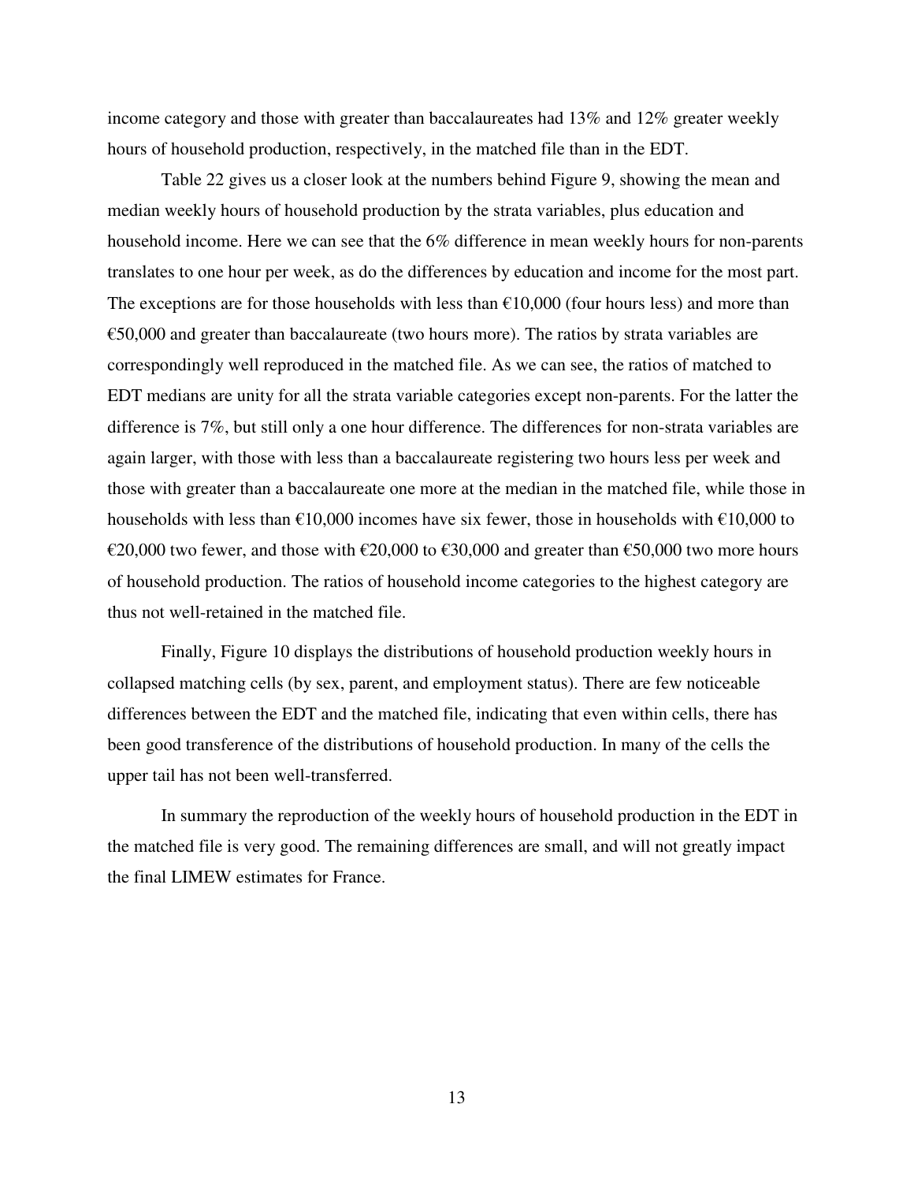income category and those with greater than baccalaureates had 13% and 12% greater weekly hours of household production, respectively, in the matched file than in the EDT.

Table 22 gives us a closer look at the numbers behind Figure 9, showing the mean and median weekly hours of household production by the strata variables, plus education and household income. Here we can see that the 6% difference in mean weekly hours for non-parents translates to one hour per week, as do the differences by education and income for the most part. The exceptions are for those households with less than €10,000 (four hours less) and more than €50,000 and greater than baccalaureate (two hours more). The ratios by strata variables are correspondingly well reproduced in the matched file. As we can see, the ratios of matched to EDT medians are unity for all the strata variable categories except non-parents. For the latter the difference is 7%, but still only a one hour difference. The differences for non-strata variables are again larger, with those with less than a baccalaureate registering two hours less per week and those with greater than a baccalaureate one more at the median in the matched file, while those in households with less than €10,000 incomes have six fewer, those in households with €10,000 to €20,000 two fewer, and those with €20,000 to €30,000 and greater than €50,000 two more hours of household production. The ratios of household income categories to the highest category are thus not well-retained in the matched file.

Finally, Figure 10 displays the distributions of household production weekly hours in collapsed matching cells (by sex, parent, and employment status). There are few noticeable differences between the EDT and the matched file, indicating that even within cells, there has been good transference of the distributions of household production. In many of the cells the upper tail has not been well-transferred.

In summary the reproduction of the weekly hours of household production in the EDT in the matched file is very good. The remaining differences are small, and will not greatly impact the final LIMEW estimates for France.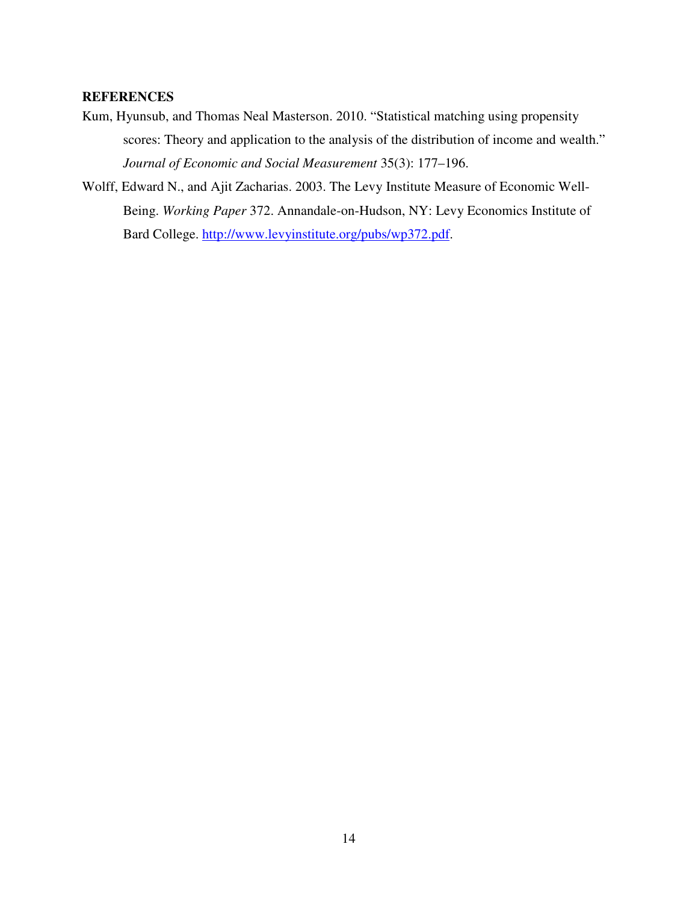## REFERENCES

Kum, Hyunsub, and Thomas Neal Masterson. 2010. "Statistical matching using propensity scores: Theory and application to the analysis of the distribution of income and wealth." *Journal of Economic and Social Measurement* 35(3): 177–196.

Wolff, Edward N., and Ajit Zacharias. 2003. The Levy Institute Measure of Economic Well-Being. *Working Paper* 372. Annandale-on-Hudson, NY: Levy Economics Institute of Bard College. http://www.levyinstitute.org/pubs/wp372.pdf.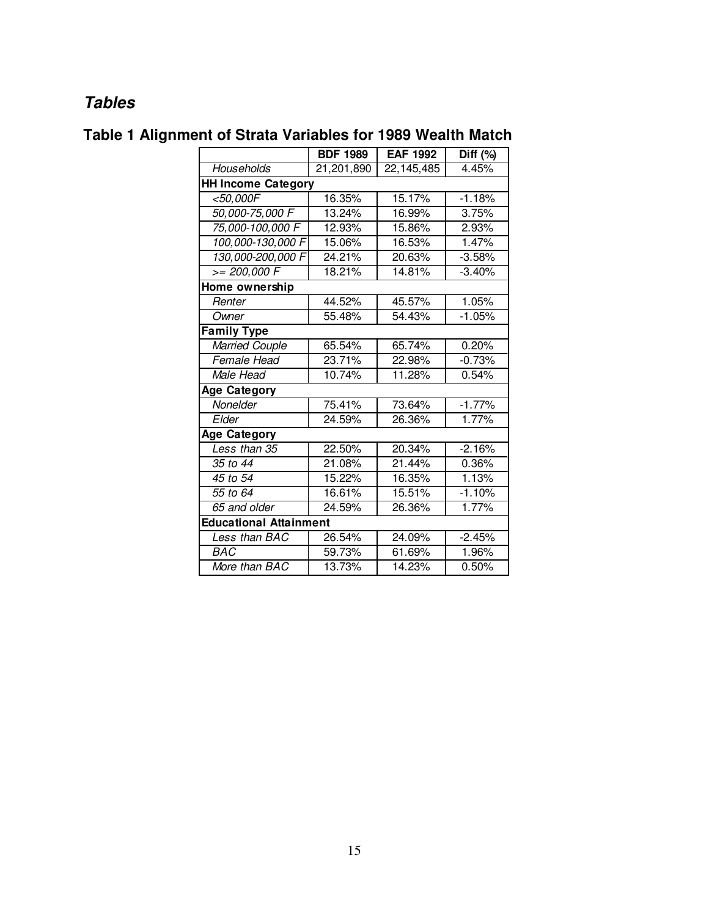## *Tables*

### Table 1 Alignment of Strata Variables for 1989 Wealth Match

| | BDF 1989 | EAF 1992 | Diff (%) |
|---|---|---|---|
| *Households* | 21,201,890 | 22,145,485 | 4.45% |
| **HH Income Category** | | | |
| *<50,000F* | 16.35% | 15.17% | -1.18% |
| *50,000-75,000 F* | 13.24% | 16.99% | 3.75% |
| *75,000-100,000 F* | 12.93% | 15.86% | 2.93% |
| *100,000-130,000 F* | 15.06% | 16.53% | 1.47% |
| *130,000-200,000 F* | 24.21% | 20.63% | -3.58% |
| *>= 200,000 F* | 18.21% | 14.81% | -3.40% |
| **Home ownership** | | | |
| *Renter* | 44.52% | 45.57% | 1.05% |
| *Owner* | 55.48% | 54.43% | -1.05% |
| **Family Type** | | | |
| *Married Couple* | 65.54% | 65.74% | 0.20% |
| *Female Head* | 23.71% | 22.98% | -0.73% |
| *Male Head* | 10.74% | 11.28% | 0.54% |
| **Age Category** | | | |
| *Nonelder* | 75.41% | 73.64% | -1.77% |
| *Elder* | 24.59% | 26.36% | 1.77% |
| **Age Category** | | | |
| *Less than 35* | 22.50% | 20.34% | -2.16% |
| *35 to 44* | 21.08% | 21.44% | 0.36% |
| *45 to 54* | 15.22% | 16.35% | 1.13% |
| *55 to 64* | 16.61% | 15.51% | -1.10% |
| *65 and older* | 24.59% | 26.36% | 1.77% |
| **Educational Attainment** | | | |
| *Less than BAC* | 26.54% | 24.09% | -2.45% |
| *BAC* | 59.73% | 61.69% | 1.96% |
| *More than BAC* | 13.73% | 14.23% | 0.50% |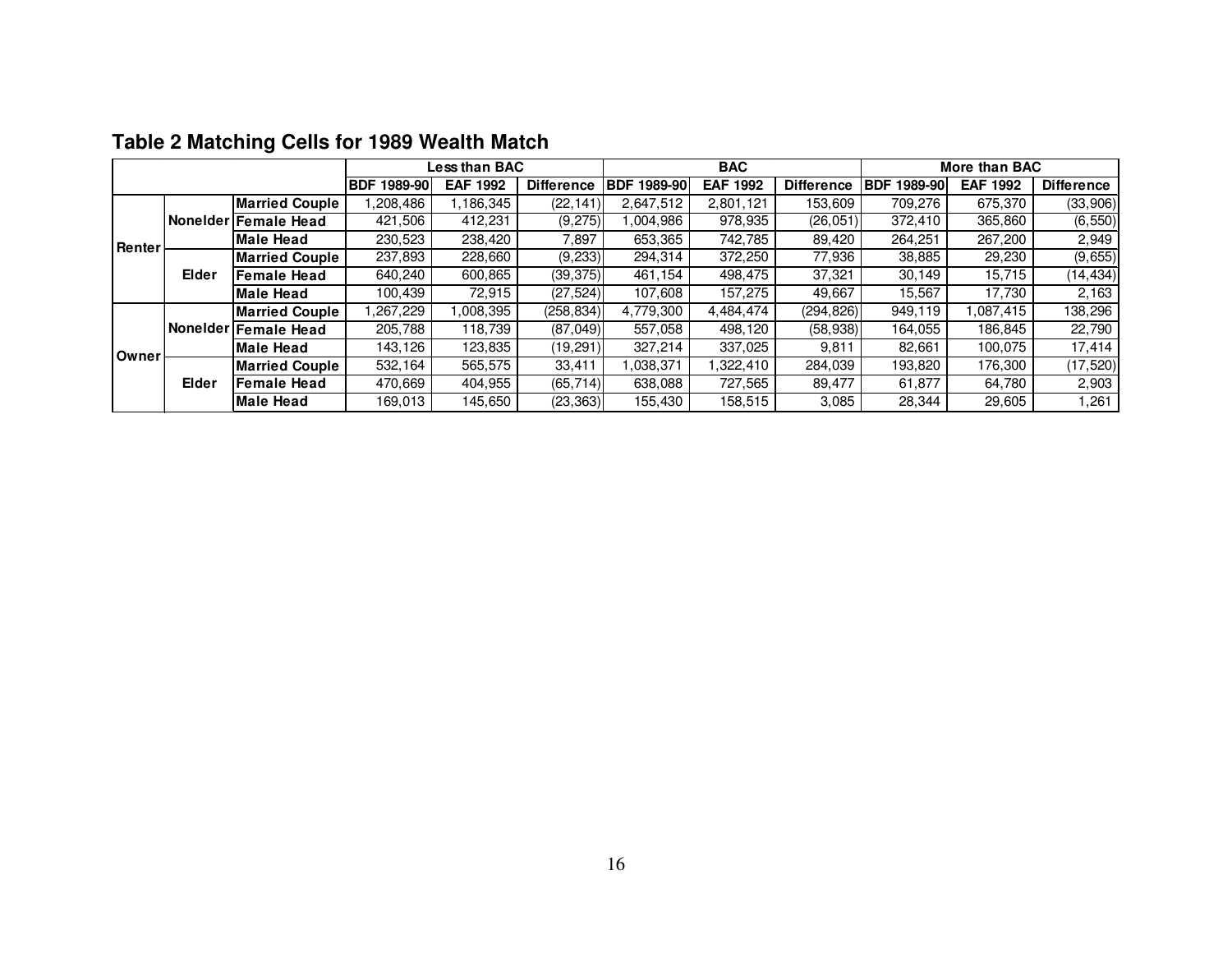## Table 2 Matching Cells for 1989 Wealth Match

| | | | Less than BAC | | | BAC | | | More than BAC | | |
|---|---|---|---|---|---|---|---|---|---|---|---|
| | | | BDF 1989-90 | EAF 1992 | Difference | BDF 1989-90 | EAF 1992 | Difference | BDF 1989-90 | EAF 1992 | Difference |
| Renter | Nonelder | Married Couple | 1,208,486 | 1,186,345 | (22,141) | 2,647,512 | 2,801,121 | 153,609 | 709,276 | 675,370 | (33,906) |
| | | Female Head | 421,506 | 412,231 | (9,275) | 1,004,986 | 978,935 | (26,051) | 372,410 | 365,860 | (6,550) |
| | | Male Head | 230,523 | 238,420 | 7,897 | 653,365 | 742,785 | 89,420 | 264,251 | 267,200 | 2,949 |
| | Elder | Married Couple | 237,893 | 228,660 | (9,233) | 294,314 | 372,250 | 77,936 | 38,885 | 29,230 | (9,655) |
| | | Female Head | 640,240 | 600,865 | (39,375) | 461,154 | 498,475 | 37,321 | 30,149 | 15,715 | (14,434) |
| | | Male Head | 100,439 | 72,915 | (27,524) | 107,608 | 157,275 | 49,667 | 15,567 | 17,730 | 2,163 |
| Owner | Nonelder | Married Couple | 1,267,229 | 1,008,395 | (258,834) | 4,779,300 | 4,484,474 | (294,826) | 949,119 | 1,087,415 | 138,296 |
| | | Female Head | 205,788 | 118,739 | (87,049) | 557,058 | 498,120 | (58,938) | 164,055 | 186,845 | 22,790 |
| | | Male Head | 143,126 | 123,835 | (19,291) | 327,214 | 337,025 | 9,811 | 82,661 | 100,075 | 17,414 |
| | Elder | Married Couple | 532,164 | 565,575 | 33,411 | 1,038,371 | 1,322,410 | 284,039 | 193,820 | 176,300 | (17,520) |
| | | Female Head | 470,669 | 404,955 | (65,714) | 638,088 | 727,565 | 89,477 | 61,877 | 64,780 | 2,903 |
| | | Male Head | 169,013 | 145,650 | (23,363) | 155,430 | 158,515 | 3,085 | 28,344 | 29,605 | 1,261 |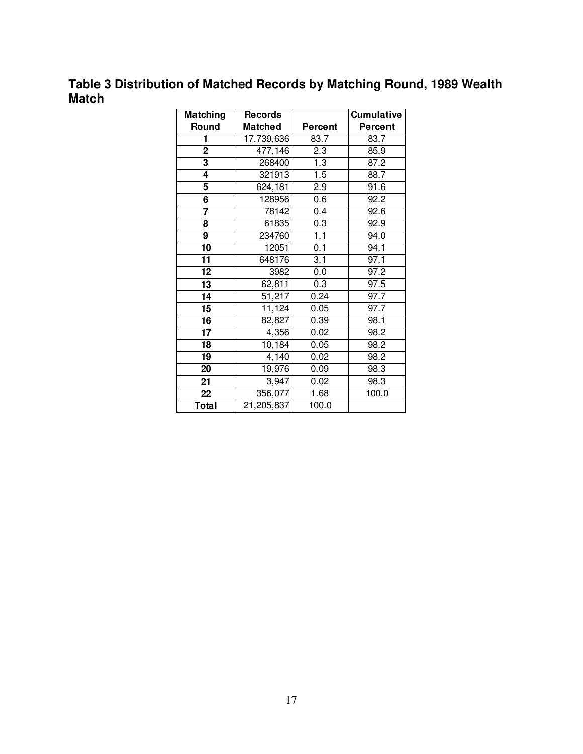**Table 3 Distribution of Matched Records by Matching Round, 1989 Wealth Match**

| Matching Round | Records Matched | Percent | Cumulative Percent |
|---|---|---|---|
| 1 | 17,739,636 | 83.7 | 83.7 |
| 2 | 477,146 | 2.3 | 85.9 |
| 3 | 268400 | 1.3 | 87.2 |
| 4 | 321913 | 1.5 | 88.7 |
| 5 | 624,181 | 2.9 | 91.6 |
| 6 | 128956 | 0.6 | 92.2 |
| 7 | 78142 | 0.4 | 92.6 |
| 8 | 61835 | 0.3 | 92.9 |
| 9 | 234760 | 1.1 | 94.0 |
| 10 | 12051 | 0.1 | 94.1 |
| 11 | 648176 | 3.1 | 97.1 |
| 12 | 3982 | 0.0 | 97.2 |
| 13 | 62,811 | 0.3 | 97.5 |
| 14 | 51,217 | 0.24 | 97.7 |
| 15 | 11,124 | 0.05 | 97.7 |
| 16 | 82,827 | 0.39 | 98.1 |
| 17 | 4,356 | 0.02 | 98.2 |
| 18 | 10,184 | 0.05 | 98.2 |
| 19 | 4,140 | 0.02 | 98.2 |
| 20 | 19,976 | 0.09 | 98.3 |
| 21 | 3,947 | 0.02 | 98.3 |
| 22 | 356,077 | 1.68 | 100.0 |
| **Total** | 21,205,837 | 100.0 | |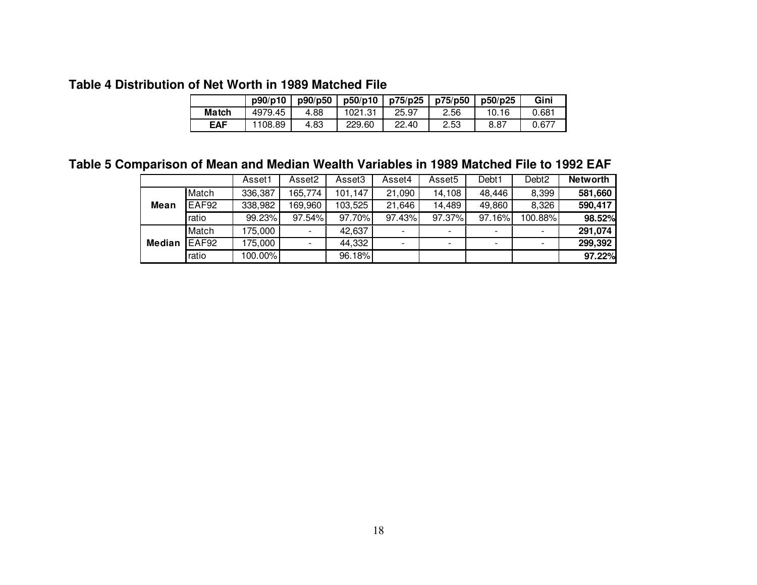**Table 4 Distribution of Net Worth in 1989 Matched File**

| | p90/p10 | p90/p50 | p50/p10 | p75/p25 | p75/p50 | p50/p25 | Gini |
|---|---|---|---|---|---|---|---|
| **Match** | 4979.45 | 4.88 | 1021.31 | 25.97 | 2.56 | 10.16 | 0.681 |
| **EAF** | 1108.89 | 4.83 | 229.60 | 22.40 | 2.53 | 8.87 | 0.677 |

**Table 5 Comparison of Mean and Median Wealth Variables in 1989 Matched File to 1992 EAF**

| | | Asset1 | Asset2 | Asset3 | Asset4 | Asset5 | Debt1 | Debt2 | **Networth** |
|---|---|---|---|---|---|---|---|---|---|
| **Mean** | Match | 336,387 | 165,774 | 101,147 | 21,090 | 14,108 | 48,446 | 8,399 | **581,660** |
| | EAF92 | 338,982 | 169,960 | 103,525 | 21,646 | 14,489 | 49,860 | 8,326 | **590,417** |
| | ratio | 99.23% | 97.54% | 97.70% | 97.43% | 97.37% | 97.16% | 100.88% | **98.52%** |
| **Median** | Match | 175,000 | - | 42,637 | - | - | - | - | **291,074** |
| | EAF92 | 175,000 | - | 44,332 | - | - | - | - | **299,392** |
| | ratio | 100.00% | | 96.18% | | | | | **97.22%** |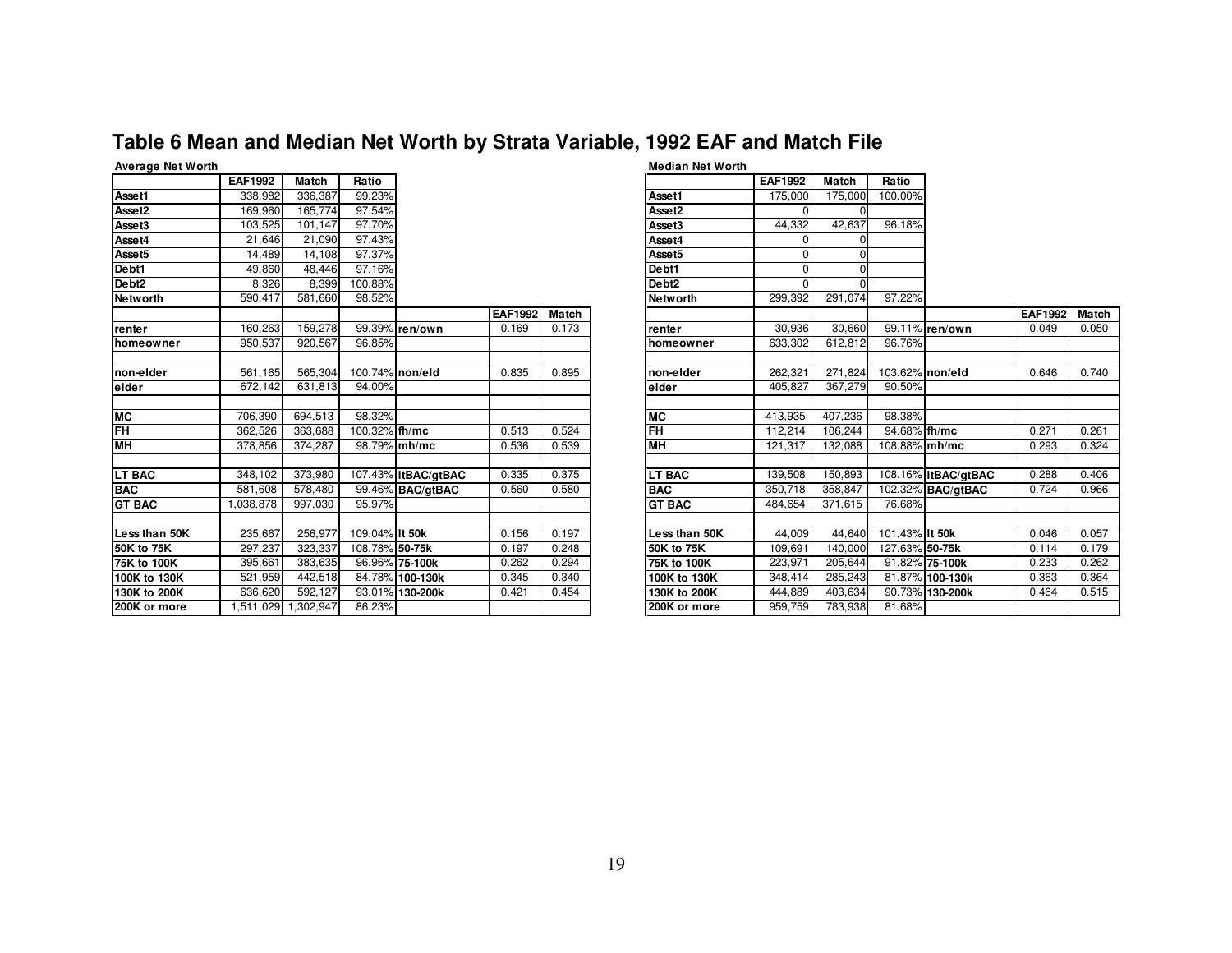# Table 6 Mean and Median Net Worth by Strata Variable, 1992 EAF and Match File

**Average Net Worth**

| | EAF1992 | Match | Ratio | | EAF1992 | Match |
|---|---|---|---|---|---|---|
| **Asset1** | 338,982 | 336,387 | 99.23% | | | |
| **Asset2** | 169,960 | 165,774 | 97.54% | | | |
| **Asset3** | 103,525 | 101,147 | 97.70% | | | |
| **Asset4** | 21,646 | 21,090 | 97.43% | | | |
| **Asset5** | 14,489 | 14,108 | 97.37% | | | |
| **Debt1** | 49,860 | 48,446 | 97.16% | | | |
| **Debt2** | 8,326 | 8,399 | 100.88% | | | |
| **Networth** | 590,417 | 581,660 | 98.52% | | | |
| | | | | | **EAF1992** | **Match** |
| **renter** | 160,263 | 159,278 | 99.39% | **ren/own** | 0.169 | 0.173 |
| **homeowner** | 950,537 | 920,567 | 96.85% | | | |
| | | | | | | |
| **non-elder** | 561,165 | 565,304 | 100.74% | **non/eld** | 0.835 | 0.895 |
| **elder** | 672,142 | 631,813 | 94.00% | | | |
| | | | | | | |
| **MC** | 706,390 | 694,513 | 98.32% | | | |
| **FH** | 362,526 | 363,688 | 100.32% | **fh/mc** | 0.513 | 0.524 |
| **MH** | 378,856 | 374,287 | 98.79% | **mh/mc** | 0.536 | 0.539 |
| | | | | | | |
| **LT BAC** | 348,102 | 373,980 | 107.43% | **ltBAC/gtBAC** | 0.335 | 0.375 |
| **BAC** | 581,608 | 578,480 | 99.46% | **BAC/gtBAC** | 0.560 | 0.580 |
| **GT BAC** | 1,038,878 | 997,030 | 95.97% | | | |
| | | | | | | |
| **Less than 50K** | 235,667 | 256,977 | 109.04% | **lt 50k** | 0.156 | 0.197 |
| **50K to 75K** | 297,237 | 323,337 | 108.78% | **50-75k** | 0.197 | 0.248 |
| **75K to 100K** | 395,661 | 383,635 | 96.96% | **75-100k** | 0.262 | 0.294 |
| **100K to 130K** | 521,959 | 442,518 | 84.78% | **100-130k** | 0.345 | 0.340 |
| **130K to 200K** | 636,620 | 592,127 | 93.01% | **130-200k** | 0.421 | 0.454 |
| **200K or more** | 1,511,029 | 1,302,947 | 86.23% | | | |

**Median Net Worth**

| | EAF1992 | Match | Ratio | | EAF1992 | Match |
|---|---|---|---|---|---|---|
| **Asset1** | 175,000 | 175,000 | 100.00% | | | |
| **Asset2** | 0 | 0 | | | | |
| **Asset3** | 44,332 | 42,637 | 96.18% | | | |
| **Asset4** | 0 | 0 | | | | |
| **Asset5** | 0 | 0 | | | | |
| **Debt1** | 0 | 0 | | | | |
| **Debt2** | 0 | 0 | | | | |
| **Networth** | 299,392 | 291,074 | 97.22% | | | |
| | | | | | **EAF1992** | **Match** |
| **renter** | 30,936 | 30,660 | 99.11% | **ren/own** | 0.049 | 0.050 |
| **homeowner** | 633,302 | 612,812 | 96.76% | | | |
| | | | | | | |
| **non-elder** | 262,321 | 271,824 | 103.62% | **non/eld** | 0.646 | 0.740 |
| **elder** | 405,827 | 367,279 | 90.50% | | | |
| | | | | | | |
| **MC** | 413,935 | 407,236 | 98.38% | | | |
| **FH** | 112,214 | 106,244 | 94.68% | **fh/mc** | 0.271 | 0.261 |
| **MH** | 121,317 | 132,088 | 108.88% | **mh/mc** | 0.293 | 0.324 |
| | | | | | | |
| **LT BAC** | 139,508 | 150,893 | 108.16% | **ltBAC/gtBAC** | 0.288 | 0.406 |
| **BAC** | 350,718 | 358,847 | 102.32% | **BAC/gtBAC** | 0.724 | 0.966 |
| **GT BAC** | 484,654 | 371,615 | 76.68% | | | |
| | | | | | | |
| **Less than 50K** | 44,009 | 44,640 | 101.43% | **lt 50k** | 0.046 | 0.057 |
| **50K to 75K** | 109,691 | 140,000 | 127.63% | **50-75k** | 0.114 | 0.179 |
| **75K to 100K** | 223,971 | 205,644 | 91.82% | **75-100k** | 0.233 | 0.262 |
| **100K to 130K** | 348,414 | 285,243 | 81.87% | **100-130k** | 0.363 | 0.364 |
| **130K to 200K** | 444,889 | 403,634 | 90.73% | **130-200k** | 0.464 | 0.515 |
| **200K or more** | 959,759 | 783,938 | 81.68% | | | |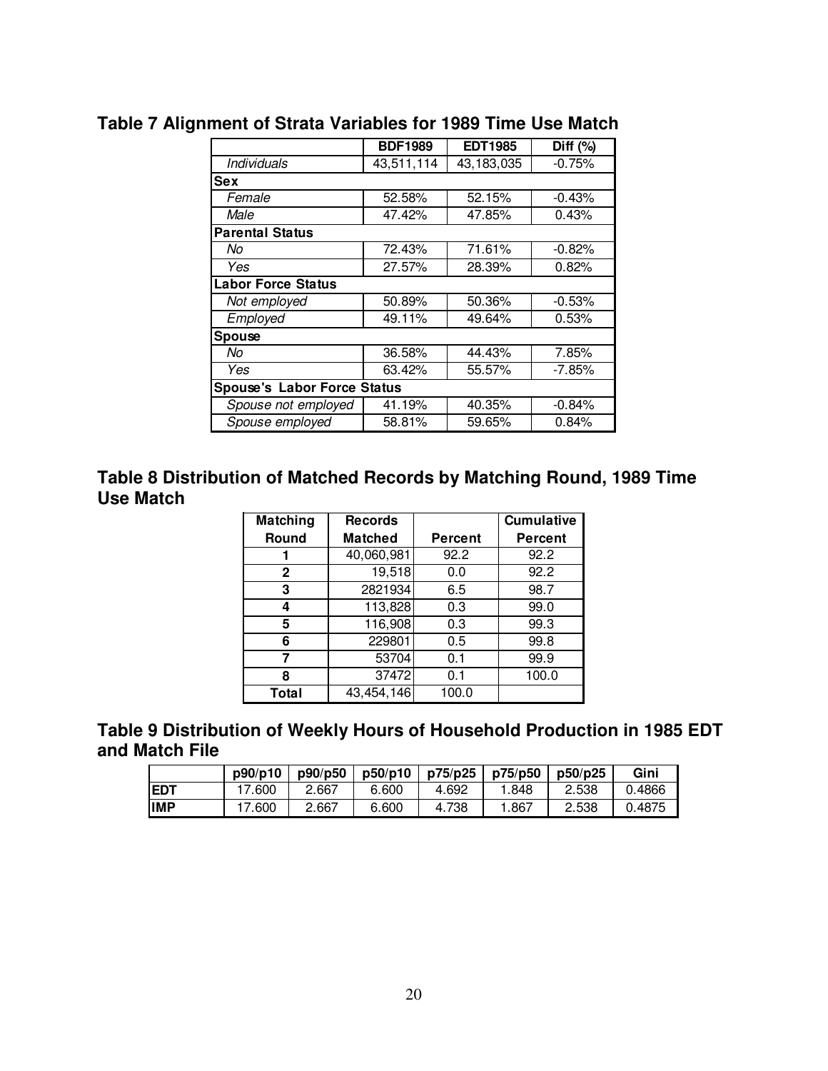**Table 7 Alignment of Strata Variables for 1989 Time Use Match**

| | BDF1989 | EDT1985 | Diff (%) |
|---|---|---|---|
| *Individuals* | 43,511,114 | 43,183,035 | -0.75% |
| **Sex** | | | |
| *Female* | 52.58% | 52.15% | -0.43% |
| *Male* | 47.42% | 47.85% | 0.43% |
| **Parental Status** | | | |
| *No* | 72.43% | 71.61% | -0.82% |
| *Yes* | 27.57% | 28.39% | 0.82% |
| **Labor Force Status** | | | |
| *Not employed* | 50.89% | 50.36% | -0.53% |
| *Employed* | 49.11% | 49.64% | 0.53% |
| **Spouse** | | | |
| *No* | 36.58% | 44.43% | 7.85% |
| *Yes* | 63.42% | 55.57% | -7.85% |
| **Spouse's Labor Force Status** | | | |
| *Spouse not employed* | 41.19% | 40.35% | -0.84% |
| *Spouse employed* | 58.81% | 59.65% | 0.84% |

**Table 8 Distribution of Matched Records by Matching Round, 1989 Time Use Match**

| Matching Round | Records Matched | Percent | Cumulative Percent |
|---|---|---|---|
| 1 | 40,060,981 | 92.2 | 92.2 |
| 2 | 19,518 | 0.0 | 92.2 |
| 3 | 2821934 | 6.5 | 98.7 |
| 4 | 113,828 | 0.3 | 99.0 |
| 5 | 116,908 | 0.3 | 99.3 |
| 6 | 229801 | 0.5 | 99.8 |
| 7 | 53704 | 0.1 | 99.9 |
| 8 | 37472 | 0.1 | 100.0 |
| **Total** | 43,454,146 | 100.0 | |

**Table 9 Distribution of Weekly Hours of Household Production in 1985 EDT and Match File**

| | p90/p10 | p90/p50 | p50/p10 | p75/p25 | p75/p50 | p50/p25 | Gini |
|---|---|---|---|---|---|---|---|
| **EDT** | 17.600 | 2.667 | 6.600 | 4.692 | 1.848 | 2.538 | 0.4866 |
| **IMP** | 17.600 | 2.667 | 6.600 | 4.738 | 1.867 | 2.538 | 0.4875 |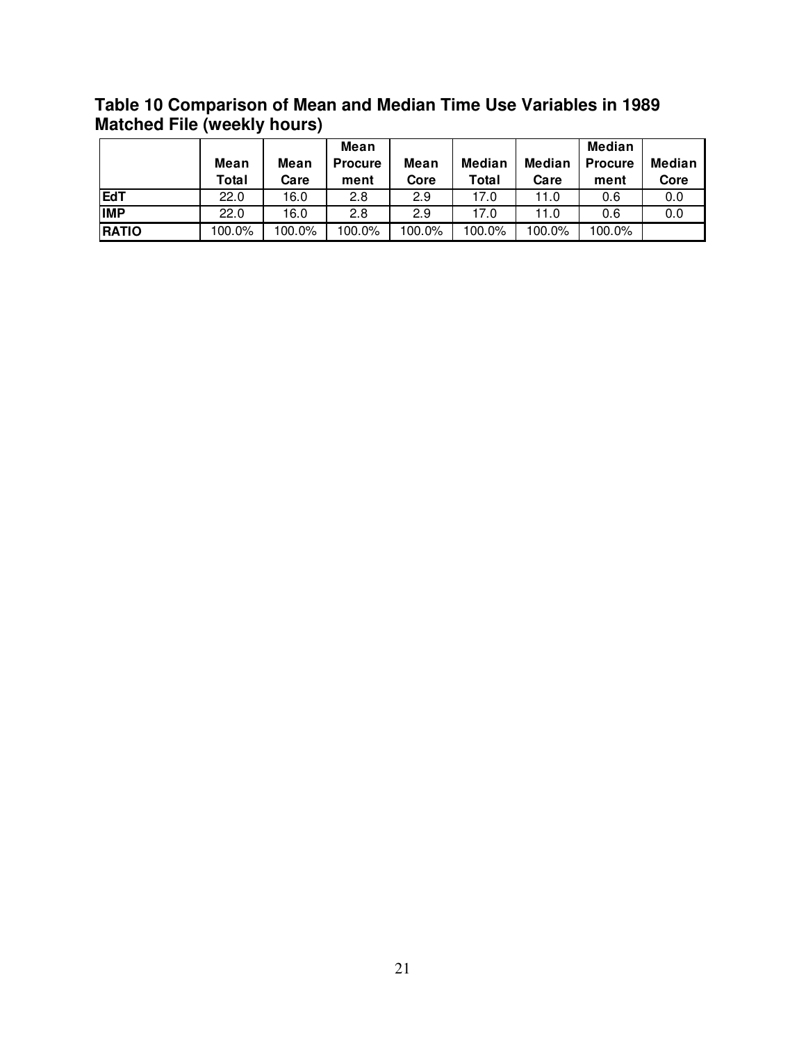**Table 10 Comparison of Mean and Median Time Use Variables in 1989 Matched File (weekly hours)**

| | Mean Total | Mean Care | Mean Procurement | Mean Core | Median Total | Median Care | Median Procurement | Median Core |
|---|---|---|---|---|---|---|---|---|
| **EdT** | 22.0 | 16.0 | 2.8 | 2.9 | 17.0 | 11.0 | 0.6 | 0.0 |
| **IMP** | 22.0 | 16.0 | 2.8 | 2.9 | 17.0 | 11.0 | 0.6 | 0.0 |
| **RATIO** | 100.0% | 100.0% | 100.0% | 100.0% | 100.0% | 100.0% | 100.0% | |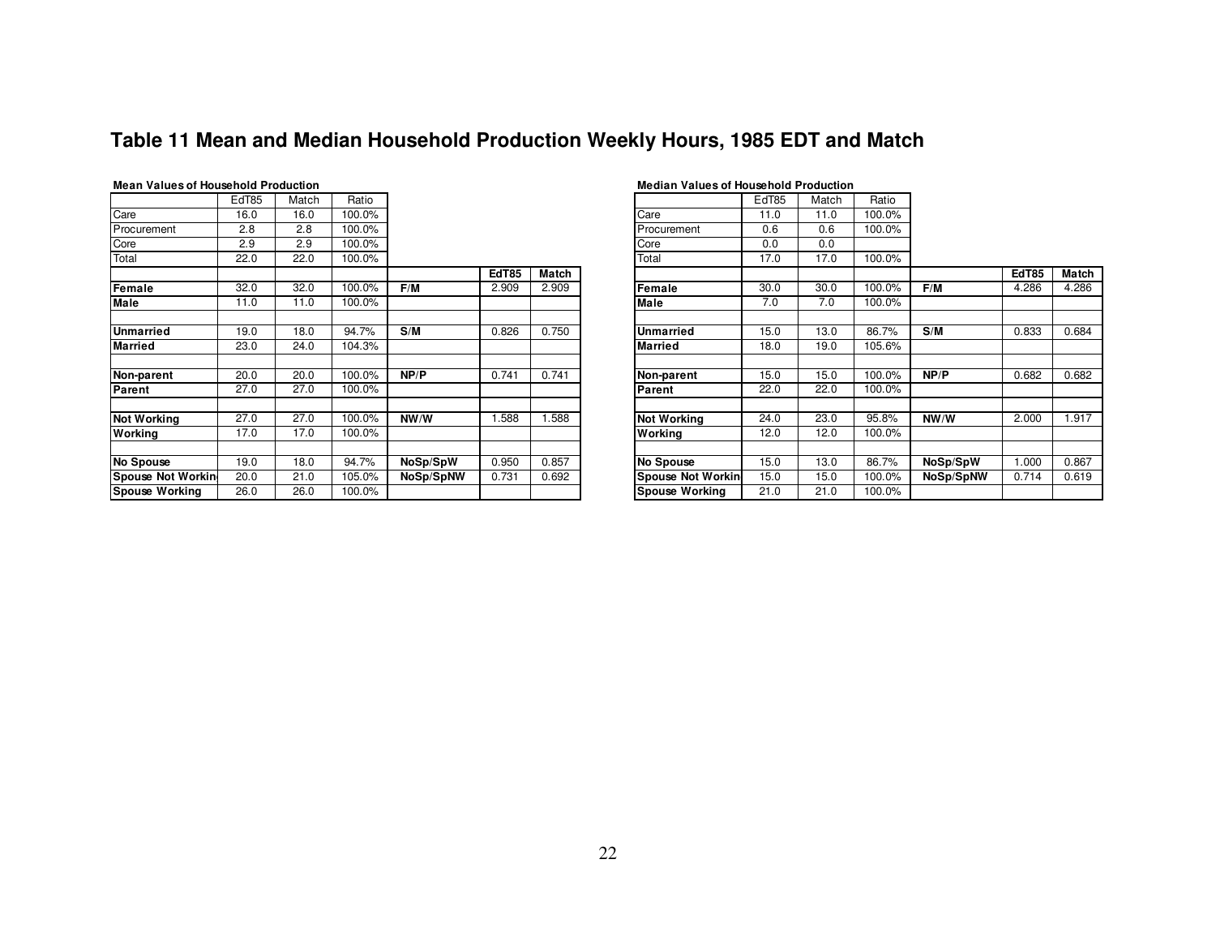# Table 11 Mean and Median Household Production Weekly Hours, 1985 EDT and Match

**Mean Values of Household Production**

| | EdT85 | Match | Ratio | | EdT85 | Match |
|---|---|---|---|---|---|---|
| Care | 16.0 | 16.0 | 100.0% | | | |
| Procurement | 2.8 | 2.8 | 100.0% | | | |
| Core | 2.9 | 2.9 | 100.0% | | | |
| Total | 22.0 | 22.0 | 100.0% | | | |
| | | | | | **EdT85** | **Match** |
| **Female** | 32.0 | 32.0 | 100.0% | **F/M** | 2.909 | 2.909 |
| **Male** | 11.0 | 11.0 | 100.0% | | | |
| | | | | | | |
| **Unmarried** | 19.0 | 18.0 | 94.7% | **S/M** | 0.826 | 0.750 |
| **Married** | 23.0 | 24.0 | 104.3% | | | |
| | | | | | | |
| **Non-parent** | 20.0 | 20.0 | 100.0% | **NP/P** | 0.741 | 0.741 |
| **Parent** | 27.0 | 27.0 | 100.0% | | | |
| | | | | | | |
| **Not Working** | 27.0 | 27.0 | 100.0% | **NW/W** | 1.588 | 1.588 |
| **Working** | 17.0 | 17.0 | 100.0% | | | |
| | | | | | | |
| **No Spouse** | 19.0 | 18.0 | 94.7% | **NoSp/SpW** | 0.950 | 0.857 |
| **Spouse Not Workin** | 20.0 | 21.0 | 105.0% | **NoSp/SpNW** | 0.731 | 0.692 |
| **Spouse Working** | 26.0 | 26.0 | 100.0% | | | |

**Median Values of Household Production**

| | EdT85 | Match | Ratio | | EdT85 | Match |
|---|---|---|---|---|---|---|
| Care | 11.0 | 11.0 | 100.0% | | | |
| Procurement | 0.6 | 0.6 | 100.0% | | | |
| Core | 0.0 | 0.0 | | | | |
| Total | 17.0 | 17.0 | 100.0% | | | |
| | | | | | **EdT85** | **Match** |
| **Female** | 30.0 | 30.0 | 100.0% | **F/M** | 4.286 | 4.286 |
| **Male** | 7.0 | 7.0 | 100.0% | | | |
| | | | | | | |
| **Unmarried** | 15.0 | 13.0 | 86.7% | **S/M** | 0.833 | 0.684 |
| **Married** | 18.0 | 19.0 | 105.6% | | | |
| | | | | | | |
| **Non-parent** | 15.0 | 15.0 | 100.0% | **NP/P** | 0.682 | 0.682 |
| **Parent** | 22.0 | 22.0 | 100.0% | | | |
| | | | | | | |
| **Not Working** | 24.0 | 23.0 | 95.8% | **NW/W** | 2.000 | 1.917 |
| **Working** | 12.0 | 12.0 | 100.0% | | | |
| | | | | | | |
| **No Spouse** | 15.0 | 13.0 | 86.7% | **NoSp/SpW** | 1.000 | 0.867 |
| **Spouse Not Workin** | 15.0 | 15.0 | 100.0% | **NoSp/SpNW** | 0.714 | 0.619 |
| **Spouse Working** | 21.0 | 21.0 | 100.0% | | | |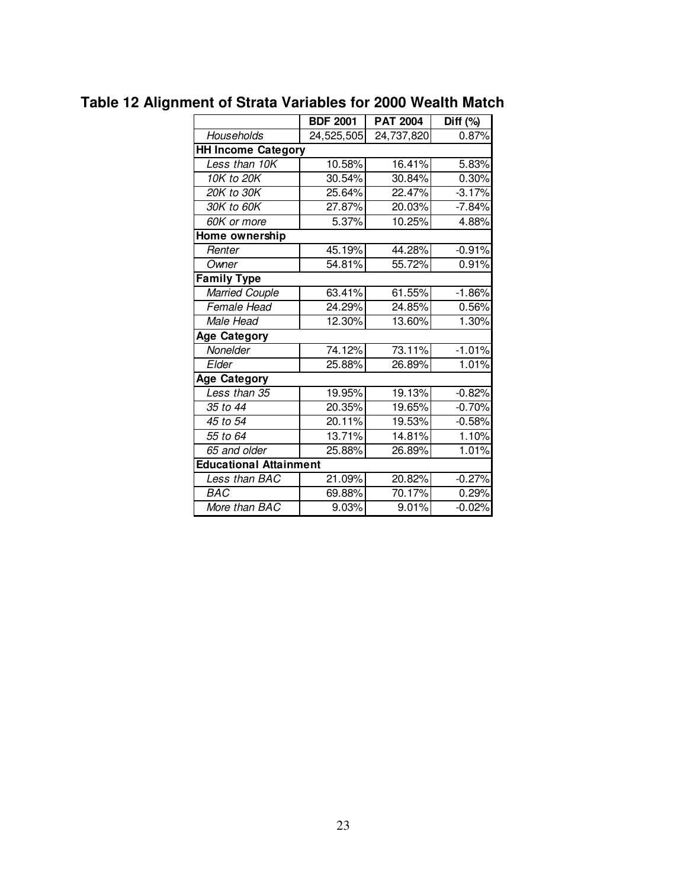## Table 12 Alignment of Strata Variables for 2000 Wealth Match

| | BDF 2001 | PAT 2004 | Diff (%) |
|---|---|---|---|
| *Households* | 24,525,505 | 24,737,820 | 0.87% |
| **HH Income Category** | | | |
| *Less than 10K* | 10.58% | 16.41% | 5.83% |
| *10K to 20K* | 30.54% | 30.84% | 0.30% |
| *20K to 30K* | 25.64% | 22.47% | -3.17% |
| *30K to 60K* | 27.87% | 20.03% | -7.84% |
| *60K or more* | 5.37% | 10.25% | 4.88% |
| **Home ownership** | | | |
| *Renter* | 45.19% | 44.28% | -0.91% |
| *Owner* | 54.81% | 55.72% | 0.91% |
| **Family Type** | | | |
| *Married Couple* | 63.41% | 61.55% | -1.86% |
| *Female Head* | 24.29% | 24.85% | 0.56% |
| *Male Head* | 12.30% | 13.60% | 1.30% |
| **Age Category** | | | |
| *Nonelder* | 74.12% | 73.11% | -1.01% |
| *Elder* | 25.88% | 26.89% | 1.01% |
| **Age Category** | | | |
| *Less than 35* | 19.95% | 19.13% | -0.82% |
| *35 to 44* | 20.35% | 19.65% | -0.70% |
| *45 to 54* | 20.11% | 19.53% | -0.58% |
| *55 to 64* | 13.71% | 14.81% | 1.10% |
| *65 and older* | 25.88% | 26.89% | 1.01% |
| **Educational Attainment** | | | |
| *Less than BAC* | 21.09% | 20.82% | -0.27% |
| *BAC* | 69.88% | 70.17% | 0.29% |
| *More than BAC* | 9.03% | 9.01% | -0.02% |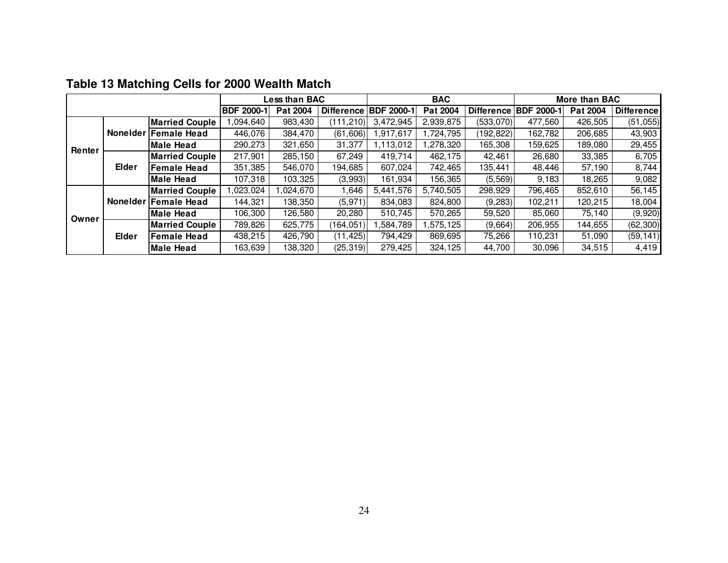## Table 13 Matching Cells for 2000 Wealth Match

| | | | Less than BAC | | | BAC | | | More than BAC | | |
|---|---|---|---|---|---|---|---|---|---|---|---|
| | | | BDF 2000-1 | Pat 2004 | Difference | BDF 2000-1 | Pat 2004 | Difference | BDF 2000-1 | Pat 2004 | Difference |
| Renter | Nonelder | Married Couple | 1,094,640 | 983,430 | (111,210) | 3,472,945 | 2,939,875 | (533,070) | 477,560 | 426,505 | (51,055) |
| | | Female Head | 446,076 | 384,470 | (61,606) | 1,917,617 | 1,724,795 | (192,822) | 162,782 | 206,685 | 43,903 |
| | | Male Head | 290,273 | 321,650 | 31,377 | 1,113,012 | 1,278,320 | 165,308 | 159,625 | 189,080 | 29,455 |
| | Elder | Married Couple | 217,901 | 285,150 | 67,249 | 419,714 | 462,175 | 42,461 | 26,680 | 33,385 | 6,705 |
| | | Female Head | 351,385 | 546,070 | 194,685 | 607,024 | 742,465 | 135,441 | 48,446 | 57,190 | 8,744 |
| | | Male Head | 107,318 | 103,325 | (3,993) | 161,934 | 156,365 | (5,569) | 9,183 | 18,265 | 9,082 |
| Owner | Nonelder | Married Couple | 1,023,024 | 1,024,670 | 1,646 | 5,441,576 | 5,740,505 | 298,929 | 796,465 | 852,610 | 56,145 |
| | | Female Head | 144,321 | 138,350 | (5,971) | 834,083 | 824,800 | (9,283) | 102,211 | 120,215 | 18,004 |
| | | Male Head | 106,300 | 126,580 | 20,280 | 510,745 | 570,265 | 59,520 | 85,060 | 75,140 | (9,920) |
| | Elder | Married Couple | 789,826 | 625,775 | (164,051) | 1,584,789 | 1,575,125 | (9,664) | 206,955 | 144,655 | (62,300) |
| | | Female Head | 438,215 | 426,790 | (11,425) | 794,429 | 869,695 | 75,266 | 110,231 | 51,090 | (59,141) |
| | | Male Head | 163,639 | 138,320 | (25,319) | 279,425 | 324,125 | 44,700 | 30,096 | 34,515 | 4,419 |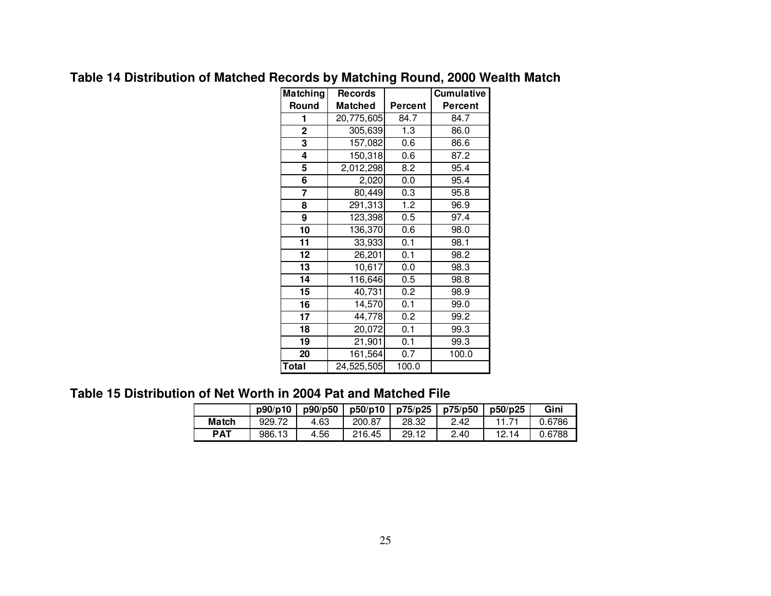### Table 14 Distribution of Matched Records by Matching Round, 2000 Wealth Match

| Matching Round | Records Matched | Percent | Cumulative Percent |
|---|---|---|---|
| 1 | 20,775,605 | 84.7 | 84.7 |
| 2 | 305,639 | 1.3 | 86.0 |
| 3 | 157,082 | 0.6 | 86.6 |
| 4 | 150,318 | 0.6 | 87.2 |
| 5 | 2,012,298 | 8.2 | 95.4 |
| 6 | 2,020 | 0.0 | 95.4 |
| 7 | 80,449 | 0.3 | 95.8 |
| 8 | 291,313 | 1.2 | 96.9 |
| 9 | 123,398 | 0.5 | 97.4 |
| 10 | 136,370 | 0.6 | 98.0 |
| 11 | 33,933 | 0.1 | 98.1 |
| 12 | 26,201 | 0.1 | 98.2 |
| 13 | 10,617 | 0.0 | 98.3 |
| 14 | 116,646 | 0.5 | 98.8 |
| 15 | 40,731 | 0.2 | 98.9 |
| 16 | 14,570 | 0.1 | 99.0 |
| 17 | 44,778 | 0.2 | 99.2 |
| 18 | 20,072 | 0.1 | 99.3 |
| 19 | 21,901 | 0.1 | 99.3 |
| 20 | 161,564 | 0.7 | 100.0 |
| Total | 24,525,505 | 100.0 | |

### Table 15 Distribution of Net Worth in 2004 Pat and Matched File

| | p90/p10 | p90/p50 | p50/p10 | p75/p25 | p75/p50 | p50/p25 | Gini |
|---|---|---|---|---|---|---|---|
| Match | 929.72 | 4.63 | 200.87 | 28.32 | 2.42 | 11.71 | 0.6786 |
| PAT | 986.13 | 4.56 | 216.45 | 29.12 | 2.40 | 12.14 | 0.6788 |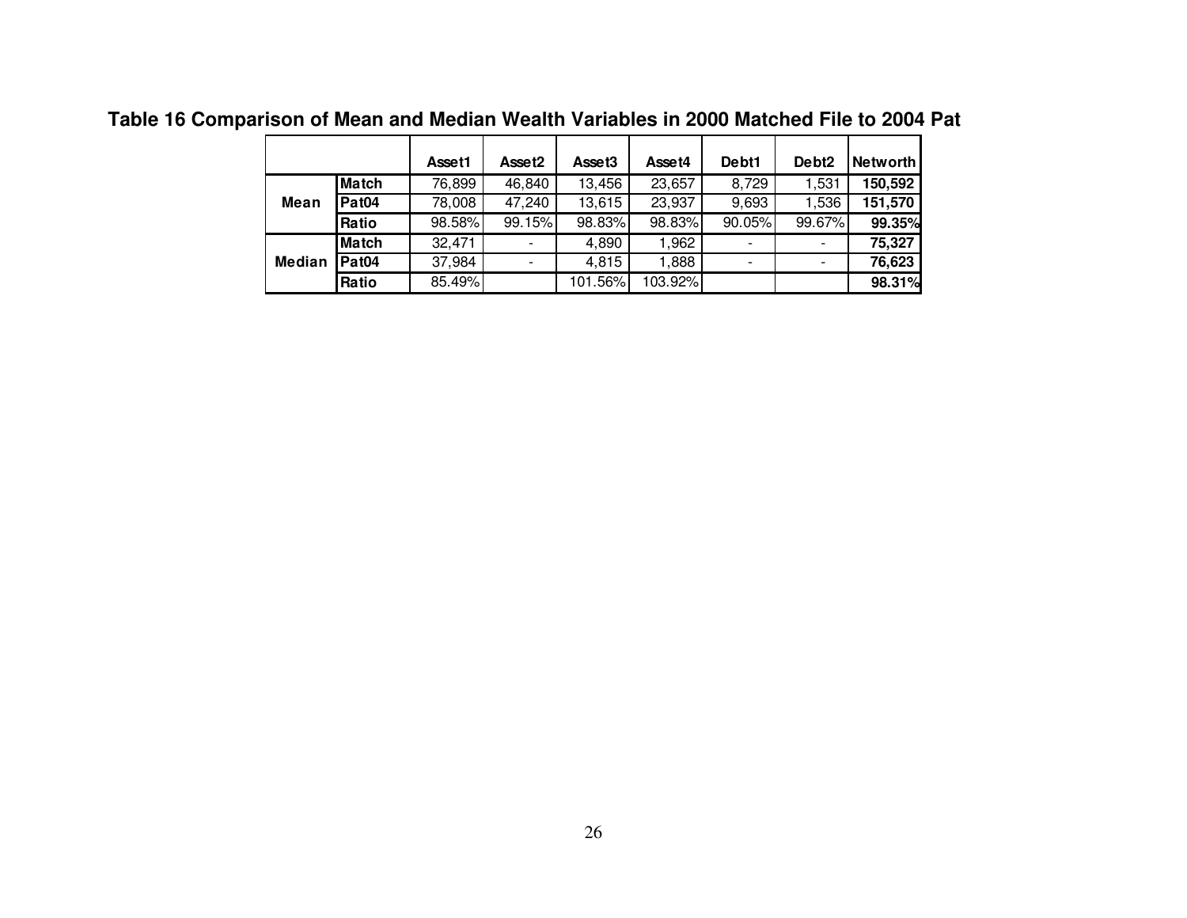**Table 16 Comparison of Mean and Median Wealth Variables in 2000 Matched File to 2004 Pat**

| | | Asset1 | Asset2 | Asset3 | Asset4 | Debt1 | Debt2 | Networth |
|---|---|---|---|---|---|---|---|---|
| Mean | Match | 76,899 | 46,840 | 13,456 | 23,657 | 8,729 | 1,531 | **150,592** |
| | Pat04 | 78,008 | 47,240 | 13,615 | 23,937 | 9,693 | 1,536 | **151,570** |
| | Ratio | 98.58% | 99.15% | 98.83% | 98.83% | 90.05% | 99.67% | **99.35%** |
| Median | Match | 32,471 | - | 4,890 | 1,962 | - | - | **75,327** |
| | Pat04 | 37,984 | - | 4,815 | 1,888 | - | - | **76,623** |
| | Ratio | 85.49% | | 101.56% | 103.92% | | | **98.31%** |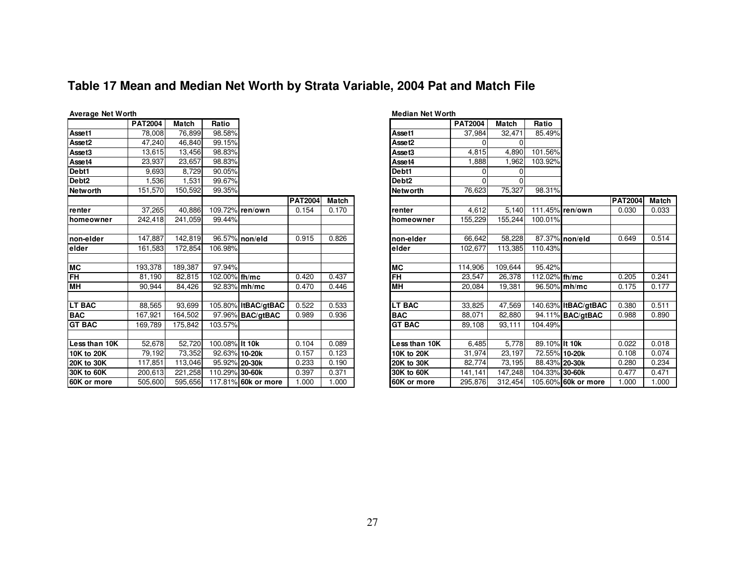# Table 17 Mean and Median Net Worth by Strata Variable, 2004 Pat and Match File

**Average Net Worth**

| | PAT2004 | Match | Ratio | | PAT2004 | Match |
|---|---|---|---|---|---|---|
| **Asset1** | 78,008 | 76,899 | 98.58% | | | |
| **Asset2** | 47,240 | 46,840 | 99.15% | | | |
| **Asset3** | 13,615 | 13,456 | 98.83% | | | |
| **Asset4** | 23,937 | 23,657 | 98.83% | | | |
| **Debt1** | 9,693 | 8,729 | 90.05% | | | |
| **Debt2** | 1,536 | 1,531 | 99.67% | | | |
| **Networth** | 151,570 | 150,592 | 99.35% | | | |
| | | | | | **PAT2004** | **Match** |
| **renter** | 37,265 | 40,886 | 109.72% | **ren/own** | 0.154 | 0.170 |
| **homeowner** | 242,418 | 241,059 | 99.44% | | | |
| | | | | | | |
| **non-elder** | 147,887 | 142,819 | 96.57% | **non/eld** | 0.915 | 0.826 |
| **elder** | 161,583 | 172,854 | 106.98% | | | |
| | | | | | | |
| **MC** | 193,378 | 189,387 | 97.94% | | | |
| **FH** | 81,190 | 82,815 | 102.00% | **fh/mc** | 0.420 | 0.437 |
| **MH** | 90,944 | 84,426 | 92.83% | **mh/mc** | 0.470 | 0.446 |
| | | | | | | |
| **LT BAC** | 88,565 | 93,699 | 105.80% | **ltBAC/gtBAC** | 0.522 | 0.533 |
| **BAC** | 167,921 | 164,502 | 97.96% | **BAC/gtBAC** | 0.989 | 0.936 |
| **GT BAC** | 169,789 | 175,842 | 103.57% | | | |
| | | | | | | |
| **Less than 10K** | 52,678 | 52,720 | 100.08% | **lt 10k** | 0.104 | 0.089 |
| **10K to 20K** | 79,192 | 73,352 | 92.63% | **10-20k** | 0.157 | 0.123 |
| **20K to 30K** | 117,851 | 113,046 | 95.92% | **20-30k** | 0.233 | 0.190 |
| **30K to 60K** | 200,613 | 221,258 | 110.29% | **30-60k** | 0.397 | 0.371 |
| **60K or more** | 505,600 | 595,656 | 117.81% | **60k or more** | 1.000 | 1.000 |

**Median Net Worth**

| | PAT2004 | Match | Ratio | | PAT2004 | Match |
|---|---|---|---|---|---|---|
| **Asset1** | 37,984 | 32,471 | 85.49% | | | |
| **Asset2** | 0 | 0 | | | | |
| **Asset3** | 4,815 | 4,890 | 101.56% | | | |
| **Asset4** | 1,888 | 1,962 | 103.92% | | | |
| **Debt1** | 0 | 0 | | | | |
| **Debt2** | 0 | 0 | | | | |
| **Networth** | 76,623 | 75,327 | 98.31% | | | |
| | | | | | **PAT2004** | **Match** |
| **renter** | 4,612 | 5,140 | 111.45% | **ren/own** | 0.030 | 0.033 |
| **homeowner** | 155,229 | 155,244 | 100.01% | | | |
| | | | | | | |
| **non-elder** | 66,642 | 58,228 | 87.37% | **non/eld** | 0.649 | 0.514 |
| **elder** | 102,677 | 113,385 | 110.43% | | | |
| | | | | | | |
| **MC** | 114,906 | 109,644 | 95.42% | | | |
| **FH** | 23,547 | 26,378 | 112.02% | **fh/mc** | 0.205 | 0.241 |
| **MH** | 20,084 | 19,381 | 96.50% | **mh/mc** | 0.175 | 0.177 |
| | | | | | | |
| **LT BAC** | 33,825 | 47,569 | 140.63% | **ltBAC/gtBAC** | 0.380 | 0.511 |
| **BAC** | 88,071 | 82,880 | 94.11% | **BAC/gtBAC** | 0.988 | 0.890 |
| **GT BAC** | 89,108 | 93,111 | 104.49% | | | |
| | | | | | | |
| **Less than 10K** | 6,485 | 5,778 | 89.10% | **lt 10k** | 0.022 | 0.018 |
| **10K to 20K** | 31,974 | 23,197 | 72.55% | **10-20k** | 0.108 | 0.074 |
| **20K to 30K** | 82,774 | 73,195 | 88.43% | **20-30k** | 0.280 | 0.234 |
| **30K to 60K** | 141,141 | 147,248 | 104.33% | **30-60k** | 0.477 | 0.471 |
| **60K or more** | 295,876 | 312,454 | 105.60% | **60k or more** | 1.000 | 1.000 |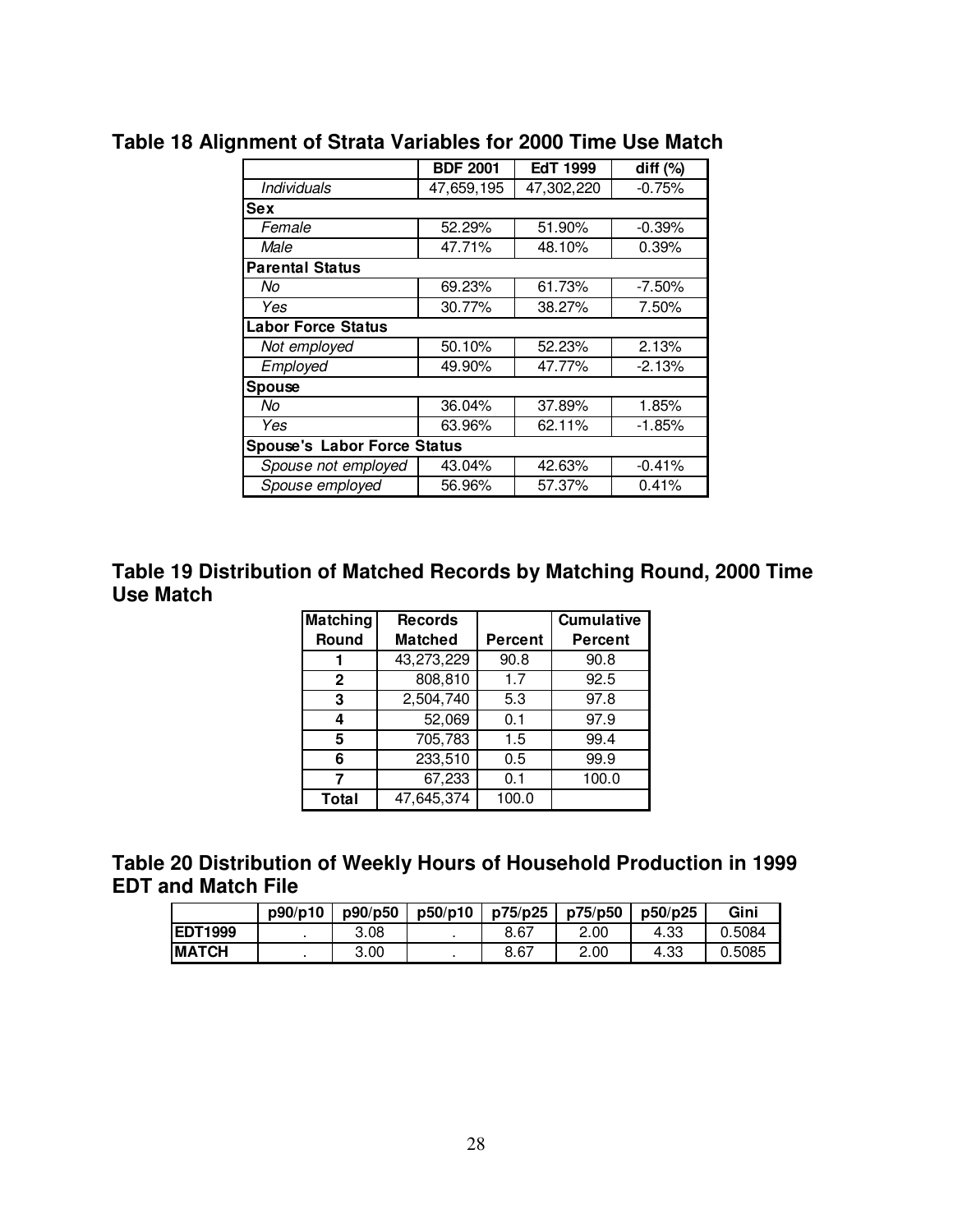## Table 18 Alignment of Strata Variables for 2000 Time Use Match

| | BDF 2001 | EdT 1999 | diff (%) |
|---|---|---|---|
| *Individuals* | 47,659,195 | 47,302,220 | -0.75% |
| **Sex** | | | |
| *Female* | 52.29% | 51.90% | -0.39% |
| *Male* | 47.71% | 48.10% | 0.39% |
| **Parental Status** | | | |
| *No* | 69.23% | 61.73% | -7.50% |
| *Yes* | 30.77% | 38.27% | 7.50% |
| **Labor Force Status** | | | |
| *Not employed* | 50.10% | 52.23% | 2.13% |
| *Employed* | 49.90% | 47.77% | -2.13% |
| **Spouse** | | | |
| *No* | 36.04% | 37.89% | 1.85% |
| *Yes* | 63.96% | 62.11% | -1.85% |
| **Spouse's Labor Force Status** | | | |
| *Spouse not employed* | 43.04% | 42.63% | -0.41% |
| *Spouse employed* | 56.96% | 57.37% | 0.41% |

## Table 19 Distribution of Matched Records by Matching Round, 2000 Time Use Match

| Matching Round | Records Matched | Percent | Cumulative Percent |
|---|---|---|---|
| 1 | 43,273,229 | 90.8 | 90.8 |
| 2 | 808,810 | 1.7 | 92.5 |
| 3 | 2,504,740 | 5.3 | 97.8 |
| 4 | 52,069 | 0.1 | 97.9 |
| 5 | 705,783 | 1.5 | 99.4 |
| 6 | 233,510 | 0.5 | 99.9 |
| 7 | 67,233 | 0.1 | 100.0 |
| Total | 47,645,374 | 100.0 | |

## Table 20 Distribution of Weekly Hours of Household Production in 1999 EDT and Match File

| | p90/p10 | p90/p50 | p50/p10 | p75/p25 | p75/p50 | p50/p25 | Gini |
|---|---|---|---|---|---|---|---|
| EDT1999 | . | 3.08 | . | 8.67 | 2.00 | 4.33 | 0.5084 |
| MATCH | . | 3.00 | . | 8.67 | 2.00 | 4.33 | 0.5085 |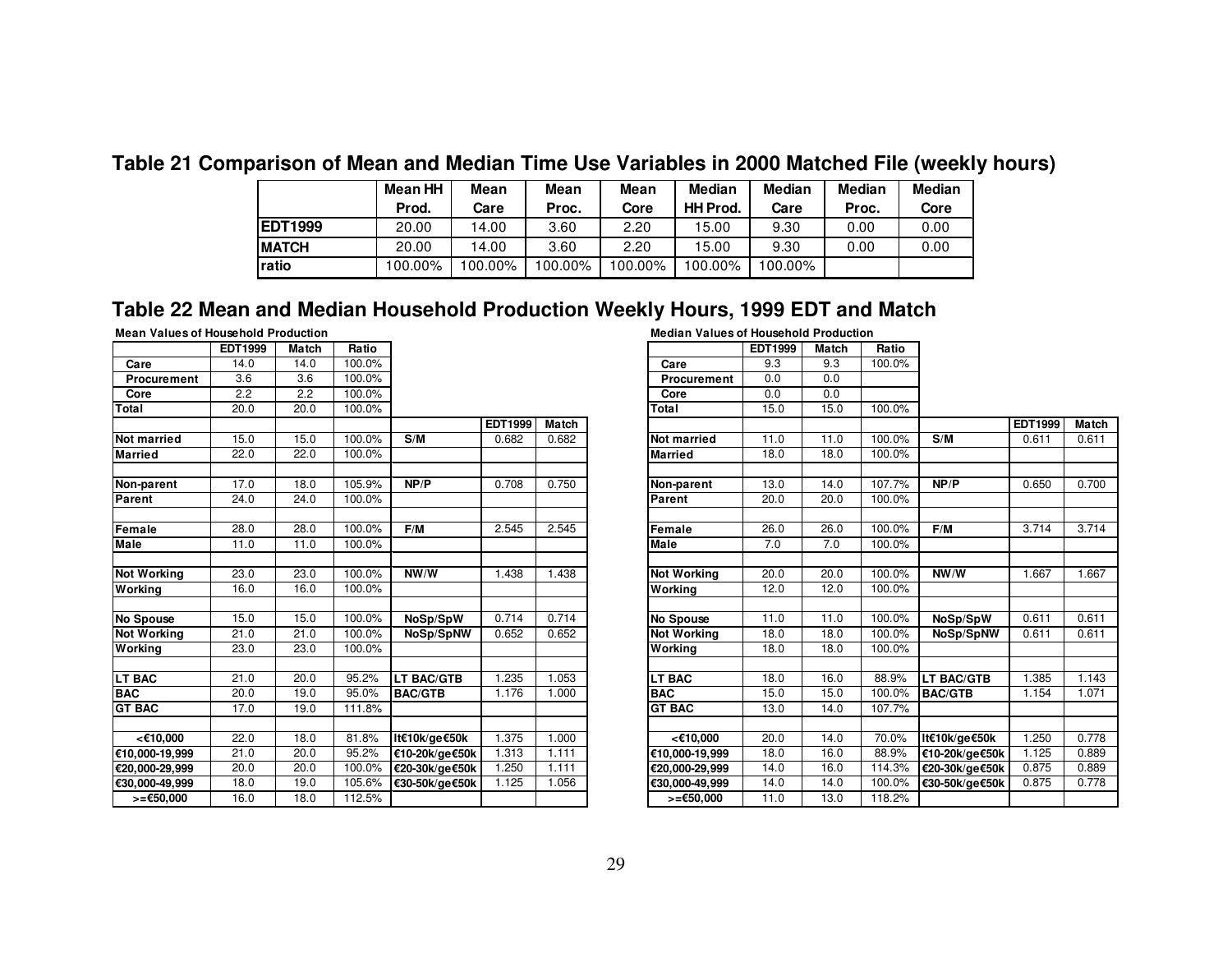## Table 21 Comparison of Mean and Median Time Use Variables in 2000 Matched File (weekly hours)

| | Mean HH Prod. | Mean Care | Mean Proc. | Mean Core | Median HH Prod. | Median Care | Median Proc. | Median Core |
|---|---|---|---|---|---|---|---|---|
| **EDT1999** | 20.00 | 14.00 | 3.60 | 2.20 | 15.00 | 9.30 | 0.00 | 0.00 |
| **MATCH** | 20.00 | 14.00 | 3.60 | 2.20 | 15.00 | 9.30 | 0.00 | 0.00 |
| **ratio** | 100.00% | 100.00% | 100.00% | 100.00% | 100.00% | 100.00% | | |

## Table 22 Mean and Median Household Production Weekly Hours, 1999 EDT and Match

**Mean Values of Household Production**

| | EDT1999 | Match | Ratio | | EDT1999 | Match |
|---|---|---|---|---|---|---|
| **Care** | 14.0 | 14.0 | 100.0% | | | |
| **Procurement** | 3.6 | 3.6 | 100.0% | | | |
| **Core** | 2.2 | 2.2 | 100.0% | | | |
| **Total** | 20.0 | 20.0 | 100.0% | | | |
| | | | | | **EDT1999** | **Match** |
| **Not married** | 15.0 | 15.0 | 100.0% | **S/M** | 0.682 | 0.682 |
| **Married** | 22.0 | 22.0 | 100.0% | | | |
| | | | | | | |
| **Non-parent** | 17.0 | 18.0 | 105.9% | **NP/P** | 0.708 | 0.750 |
| **Parent** | 24.0 | 24.0 | 100.0% | | | |
| | | | | | | |
| **Female** | 28.0 | 28.0 | 100.0% | **F/M** | 2.545 | 2.545 |
| **Male** | 11.0 | 11.0 | 100.0% | | | |
| | | | | | | |
| **Not Working** | 23.0 | 23.0 | 100.0% | **NW/W** | 1.438 | 1.438 |
| **Working** | 16.0 | 16.0 | 100.0% | | | |
| | | | | | | |
| **No Spouse** | 15.0 | 15.0 | 100.0% | **NoSp/SpW** | 0.714 | 0.714 |
| **Not Working** | 21.0 | 21.0 | 100.0% | **NoSp/SpNW** | 0.652 | 0.652 |
| **Working** | 23.0 | 23.0 | 100.0% | | | |
| | | | | | | |
| **LT BAC** | 21.0 | 20.0 | 95.2% | **LT BAC/GTB** | 1.235 | 1.053 |
| **BAC** | 20.0 | 19.0 | 95.0% | **BAC/GTB** | 1.176 | 1.000 |
| **GT BAC** | 17.0 | 19.0 | 111.8% | | | |
| | | | | | | |
| **<€10,000** | 22.0 | 18.0 | 81.8% | **lt€10k/ge€50k** | 1.375 | 1.000 |
| **€10,000-19,999** | 21.0 | 20.0 | 95.2% | **€10-20k/ge€50k** | 1.313 | 1.111 |
| **€20,000-29,999** | 20.0 | 20.0 | 100.0% | **€20-30k/ge€50k** | 1.250 | 1.111 |
| **€30,000-49,999** | 18.0 | 19.0 | 105.6% | **€30-50k/ge€50k** | 1.125 | 1.056 |
| **>=€50,000** | 16.0 | 18.0 | 112.5% | | | |

**Median Values of Household Production**

| | EDT1999 | Match | Ratio | | EDT1999 | Match |
|---|---|---|---|---|---|---|
| **Care** | 9.3 | 9.3 | 100.0% | | | |
| **Procurement** | 0.0 | 0.0 | | | | |
| **Core** | 0.0 | 0.0 | | | | |
| **Total** | 15.0 | 15.0 | 100.0% | | | |
| | | | | | **EDT1999** | **Match** |
| **Not married** | 11.0 | 11.0 | 100.0% | **S/M** | 0.611 | 0.611 |
| **Married** | 18.0 | 18.0 | 100.0% | | | |
| | | | | | | |
| **Non-parent** | 13.0 | 14.0 | 107.7% | **NP/P** | 0.650 | 0.700 |
| **Parent** | 20.0 | 20.0 | 100.0% | | | |
| | | | | | | |
| **Female** | 26.0 | 26.0 | 100.0% | **F/M** | 3.714 | 3.714 |
| **Male** | 7.0 | 7.0 | 100.0% | | | |
| | | | | | | |
| **Not Working** | 20.0 | 20.0 | 100.0% | **NW/W** | 1.667 | 1.667 |
| **Working** | 12.0 | 12.0 | 100.0% | | | |
| | | | | | | |
| **No Spouse** | 11.0 | 11.0 | 100.0% | **NoSp/SpW** | 0.611 | 0.611 |
| **Not Working** | 18.0 | 18.0 | 100.0% | **NoSp/SpNW** | 0.611 | 0.611 |
| **Working** | 18.0 | 18.0 | 100.0% | | | |
| | | | | | | |
| **LT BAC** | 18.0 | 16.0 | 88.9% | **LT BAC/GTB** | 1.385 | 1.143 |
| **BAC** | 15.0 | 15.0 | 100.0% | **BAC/GTB** | 1.154 | 1.071 |
| **GT BAC** | 13.0 | 14.0 | 107.7% | | | |
| | | | | | | |
| **<€10,000** | 20.0 | 14.0 | 70.0% | **lt€10k/ge€50k** | 1.250 | 0.778 |
| **€10,000-19,999** | 18.0 | 16.0 | 88.9% | **€10-20k/ge€50k** | 1.125 | 0.889 |
| **€20,000-29,999** | 14.0 | 16.0 | 114.3% | **€20-30k/ge€50k** | 0.875 | 0.889 |
| **€30,000-49,999** | 14.0 | 14.0 | 100.0% | **€30-50k/ge€50k** | 0.875 | 0.778 |
| **>=€50,000** | 11.0 | 13.0 | 118.2% | | | |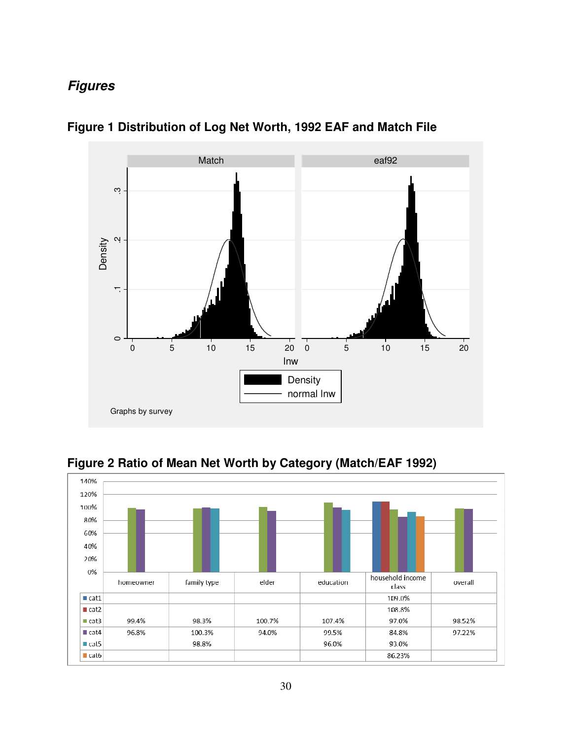## *Figures*

**Figure 1 Distribution of Log Net Worth, 1992 EAF and Match File**

**Figure 2 Ratio of Mean Net Worth by Category (Match/EAF 1992)**

| | homeowner | family type | elder | education | household income class | overall |
|---|---|---|---|---|---|---|
| cat1 | | | | | 109.0% | |
| cat2 | | | | | 108.8% | |
| cat3 | 99.4% | 98.3% | 100.7% | 107.4% | 97.0% | 98.52% |
| cat4 | 96.8% | 100.3% | 94.0% | 99.5% | 84.8% | 97.22% |
| cat5 | | 98.8% | | 96.0% | 93.0% | |
| cat6 | | | | | 86.23% | |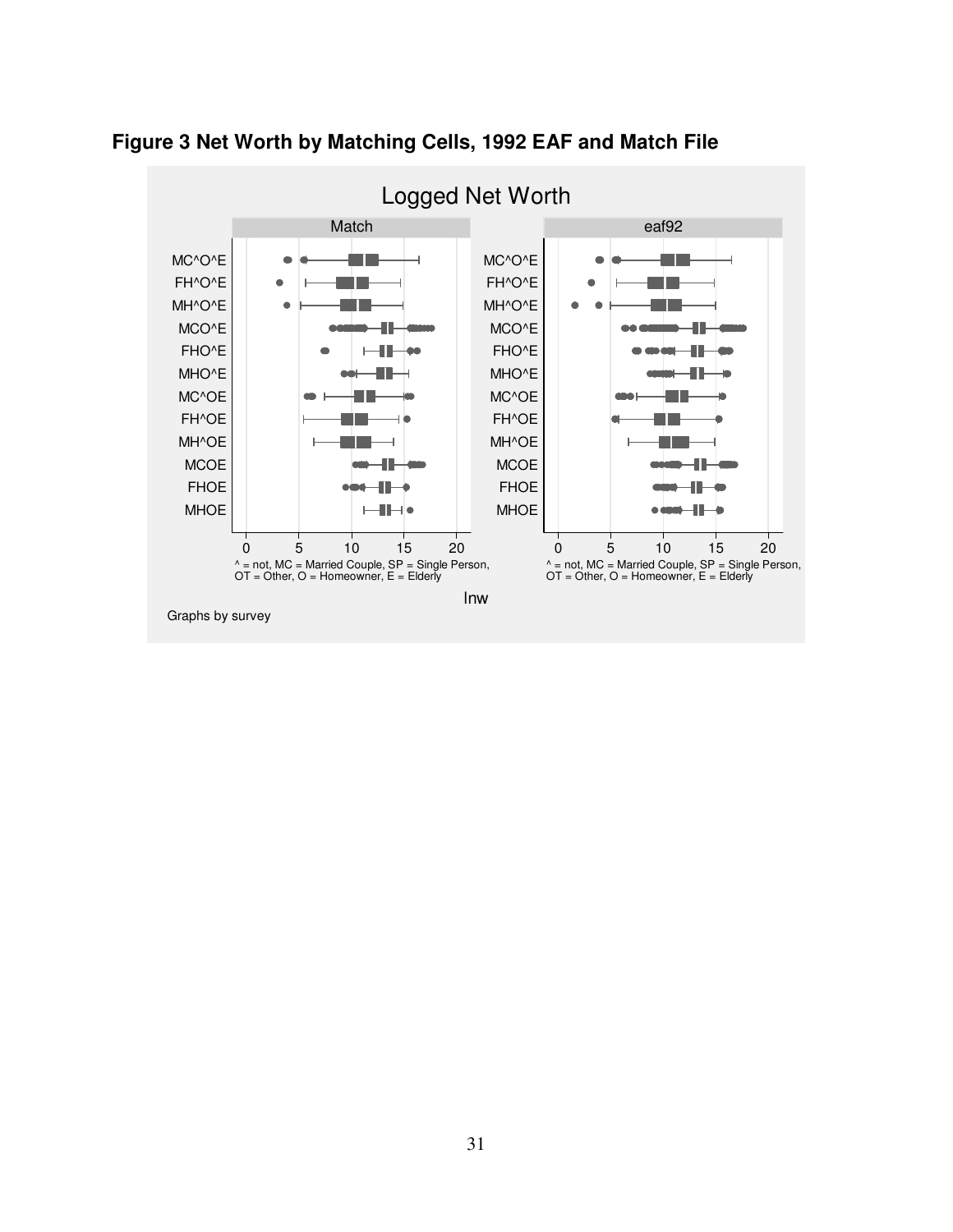**Figure 3 Net Worth by Matching Cells, 1992 EAF and Match File**

Logged Net Worth

Match | eaf92

MC^O^E
FH^O^E
MH^O^E
MCO^E
FHO^E
MHO^E
MC^OE
FH^OE
MH^OE
MCOE
FHOE
MHOE

0 5 10 15 20

^ = not, MC = Married Couple, SP = Single Person, OT = Other, O = Homeowner, E = Elderly

lnw

Graphs by survey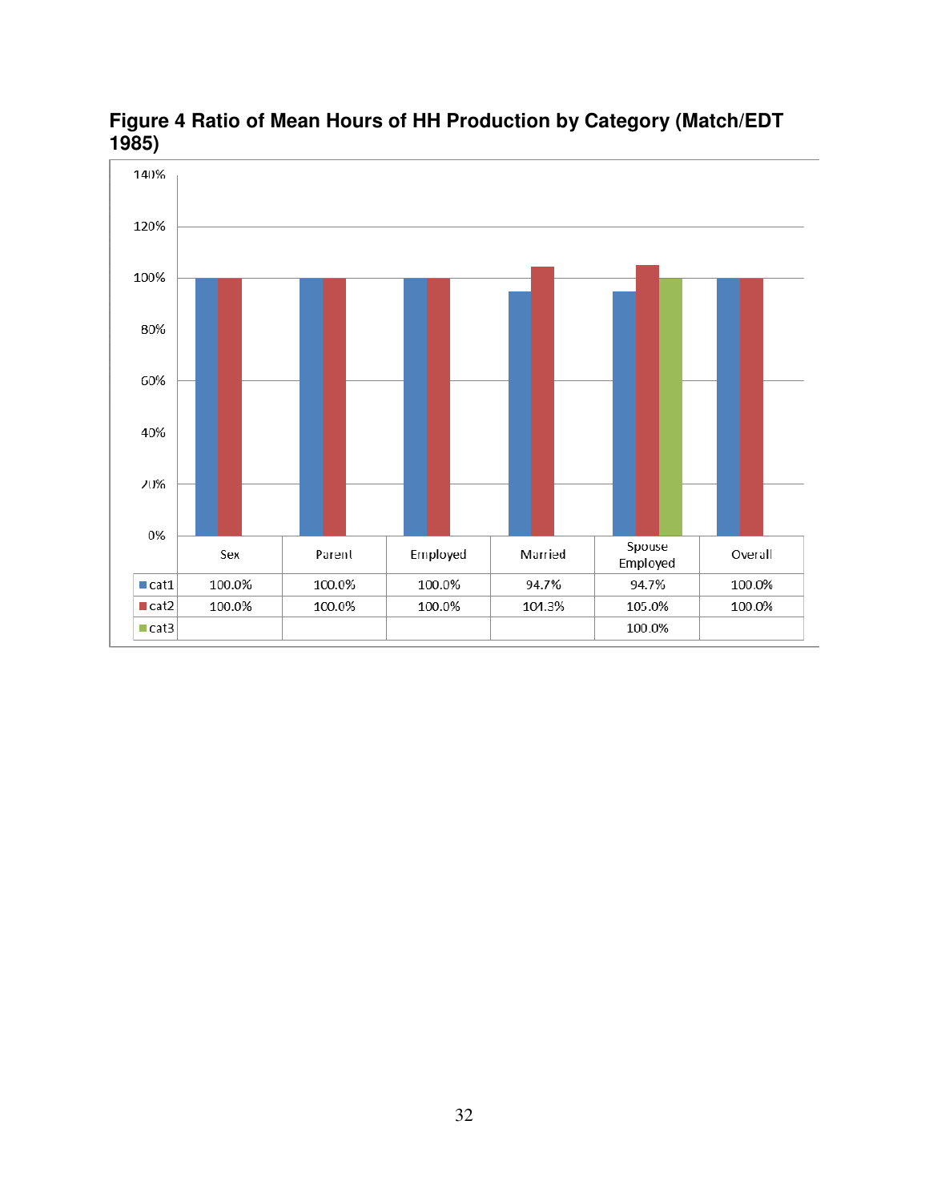**Figure 4 Ratio of Mean Hours of HH Production by Category (Match/EDT 1985)**

| | Sex | Parent | Employed | Married | Spouse Employed | Overall |
|---|---|---|---|---|---|---|
| cat1 | 100.0% | 100.0% | 100.0% | 94.7% | 94.7% | 100.0% |
| cat2 | 100.0% | 100.0% | 100.0% | 104.3% | 105.0% | 100.0% |
| cat3 | | | | | 100.0% | |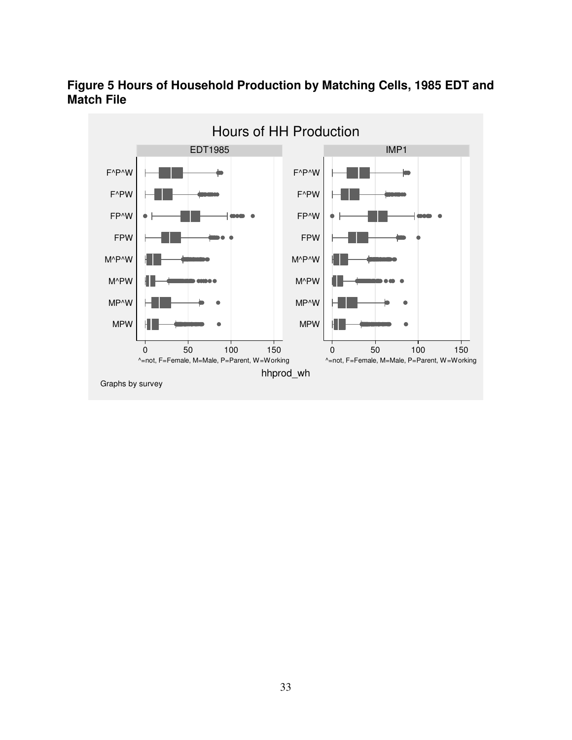**Figure 5 Hours of Household Production by Matching Cells, 1985 EDT and Match File**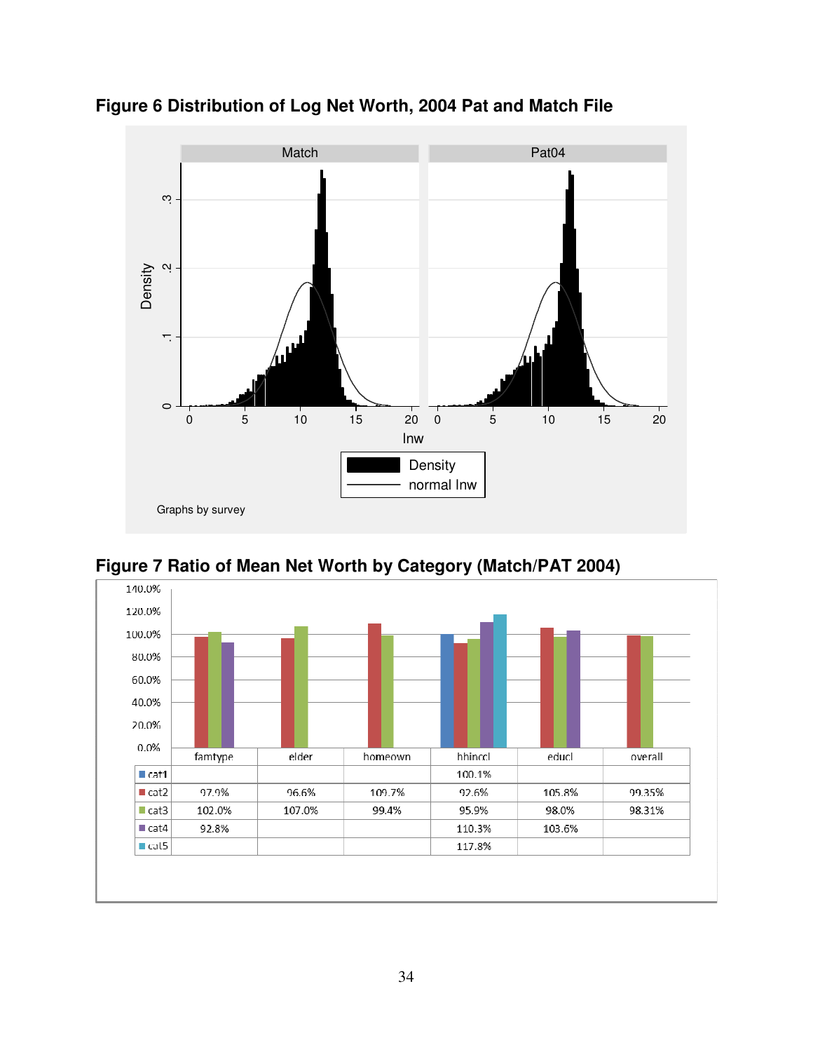**Figure 6 Distribution of Log Net Worth, 2004 Pat and Match File**

**Figure 7 Ratio of Mean Net Worth by Category (Match/PAT 2004)**

| | famtype | elder | homeown | hhinccl | educl | overall |
|---|---|---|---|---|---|---|
| cat1 | | | | 100.1% | | |
| cat2 | 97.0% | 96.6% | 109.7% | 92.6% | 105.8% | 99.35% |
| cat3 | 102.0% | 107.0% | 99.4% | 95.9% | 98.0% | 98.31% |
| cat4 | 92.8% | | | 110.3% | 103.6% | |
| cat5 | | | | 117.8% | | |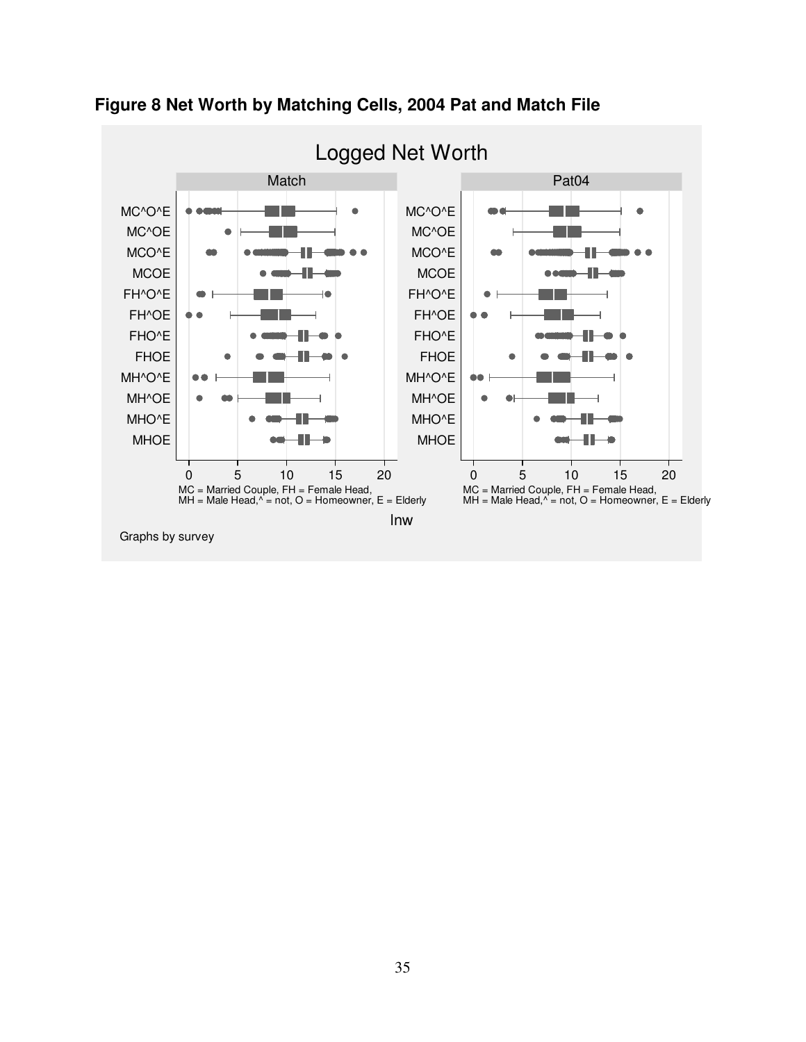**Figure 8 Net Worth by Matching Cells, 2004 Pat and Match File**

Logged Net Worth

| | Match | Pat04 |
|---|---|---|
| Rows | MC^O^E, MC^OE, MCO^E, MCOE, FH^O^E, FH^OE, FHO^E, FHOE, MH^O^E, MH^OE, MHO^E, MHOE | MC^O^E, MC^OE, MCO^E, MCOE, FH^O^E, FH^OE, FHO^E, FHOE, MH^O^E, MH^OE, MHO^E, MHOE |
| Axis (lnw) | 0, 5, 10, 15, 20 | 0, 5, 10, 15, 20 |

MC = Married Couple, FH = Female Head, MH = Male Head, ^ = not, O = Homeowner, E = Elderly

lnw

Graphs by survey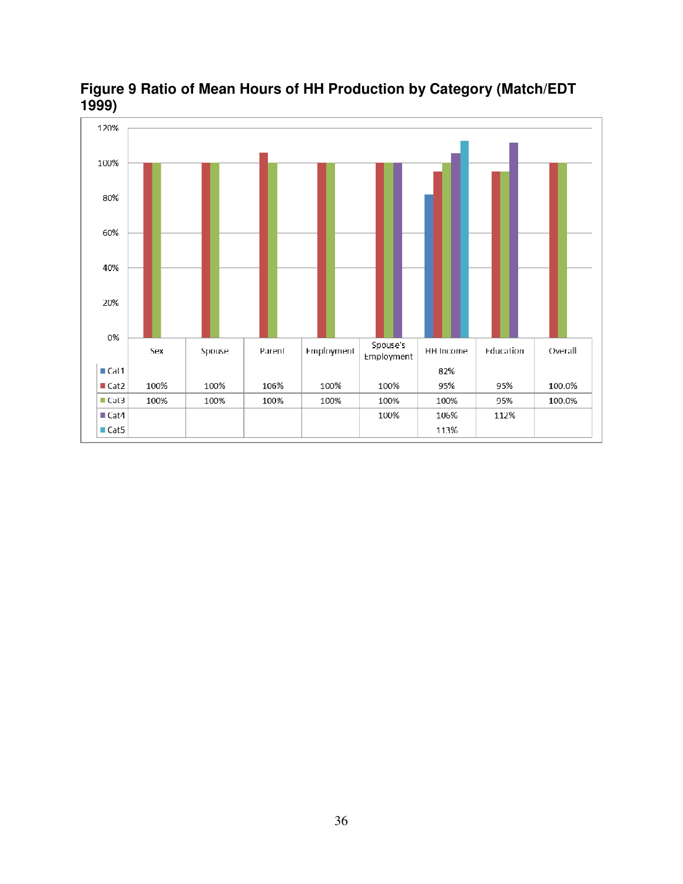**Figure 9 Ratio of Mean Hours of HH Production by Category (Match/EDT 1999)**

| | Sex | Spouse | Parent | Employment | Spouse's Employment | HH Income | Education | Overall |
|---|---|---|---|---|---|---|---|---|
| Cat1 | | | | | | 82% | | |
| Cat2 | 100% | 100% | 106% | 100% | 100% | 95% | 95% | 100.0% |
| Cat3 | 100% | 100% | 100% | 100% | 100% | 100% | 95% | 100.0% |
| Cat4 | | | | | 100% | 106% | 112% | |
| Cat5 | | | | | | 113% | | |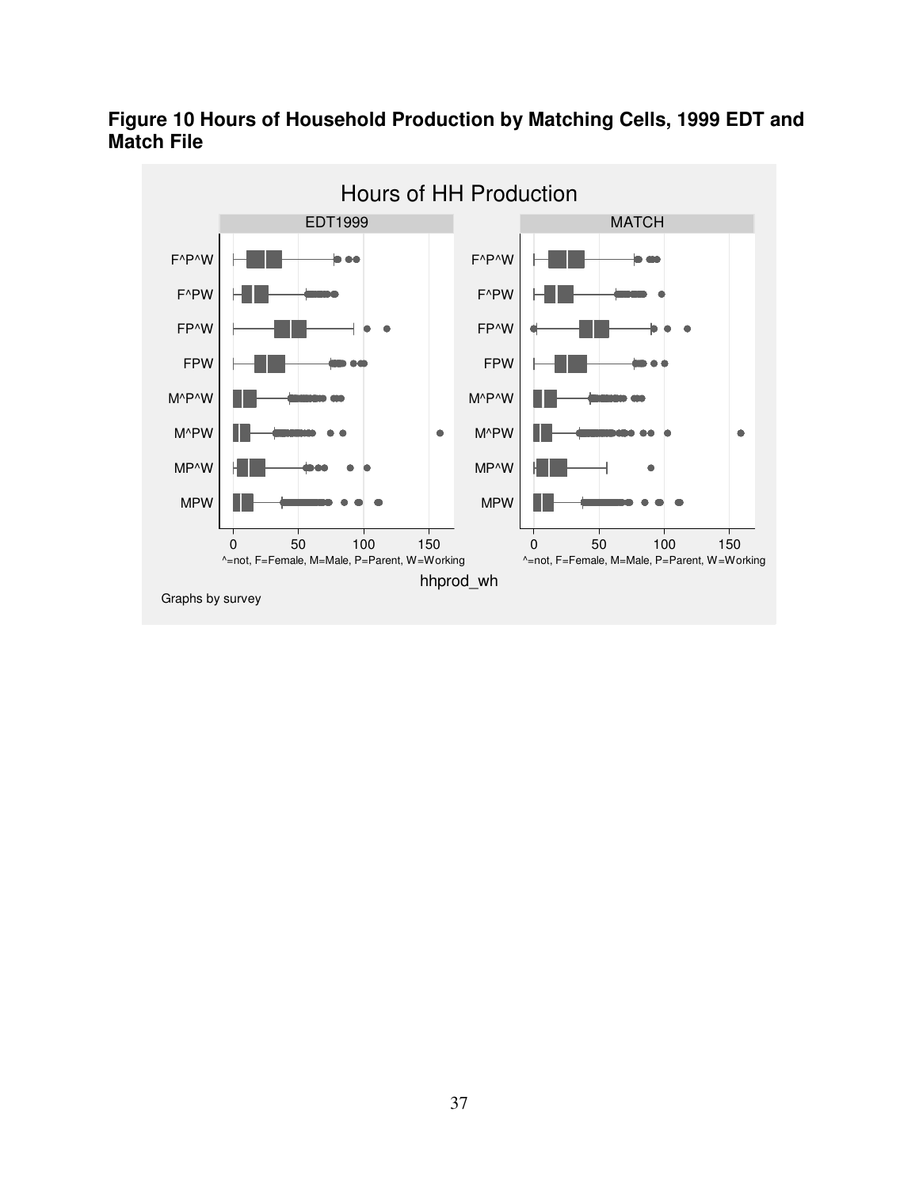**Figure 10 Hours of Household Production by Matching Cells, 1999 EDT and Match File**

Hours of HH Production

EDT1999

MATCH

F^P^W

F^PW

FP^W

FPW

M^P^W

M^PW

MP^W

MPW

0 50 100 150

^=not, F=Female, M=Male, P=Parent, W=Working

hhprod_wh

Graphs by survey